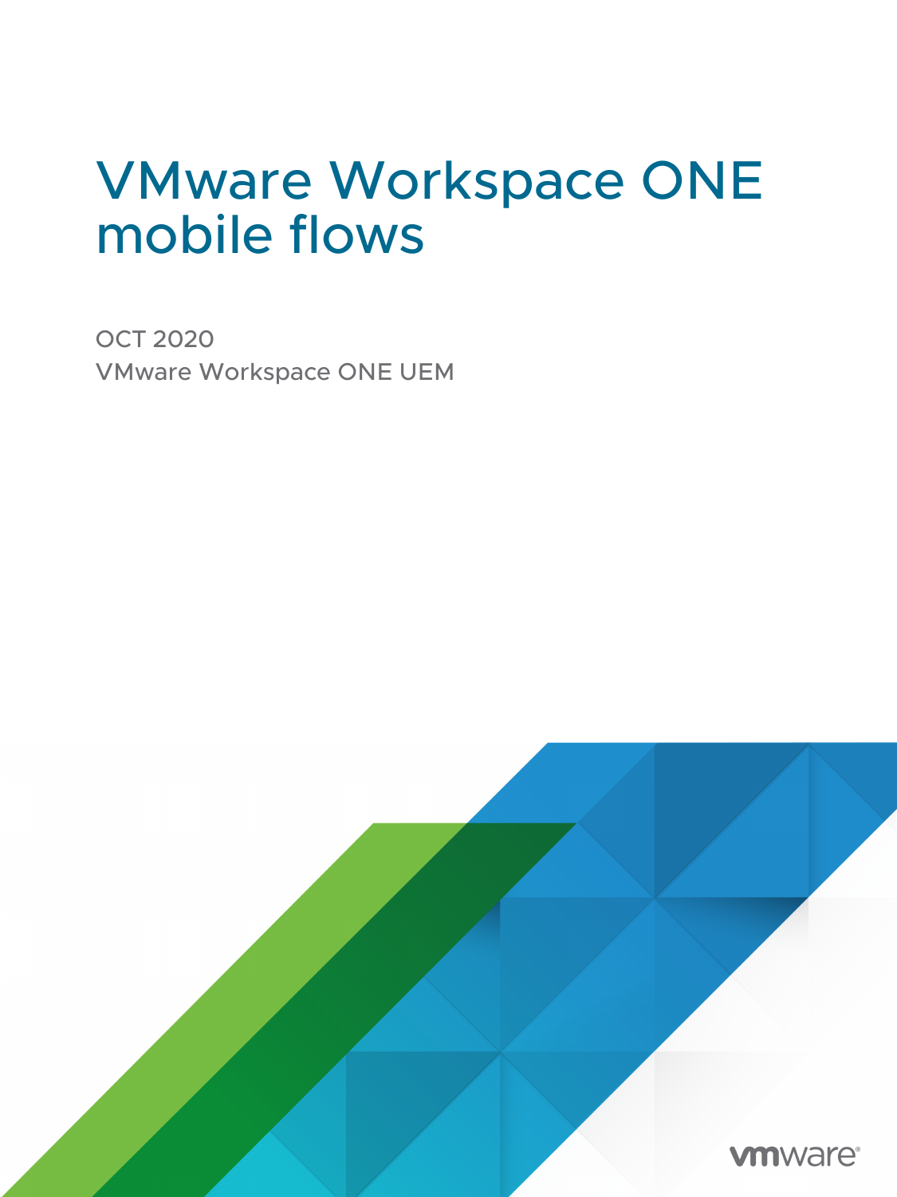# VMware Workspace ONE mobile flows

OCT 2020

VMware Workspace ONE UEM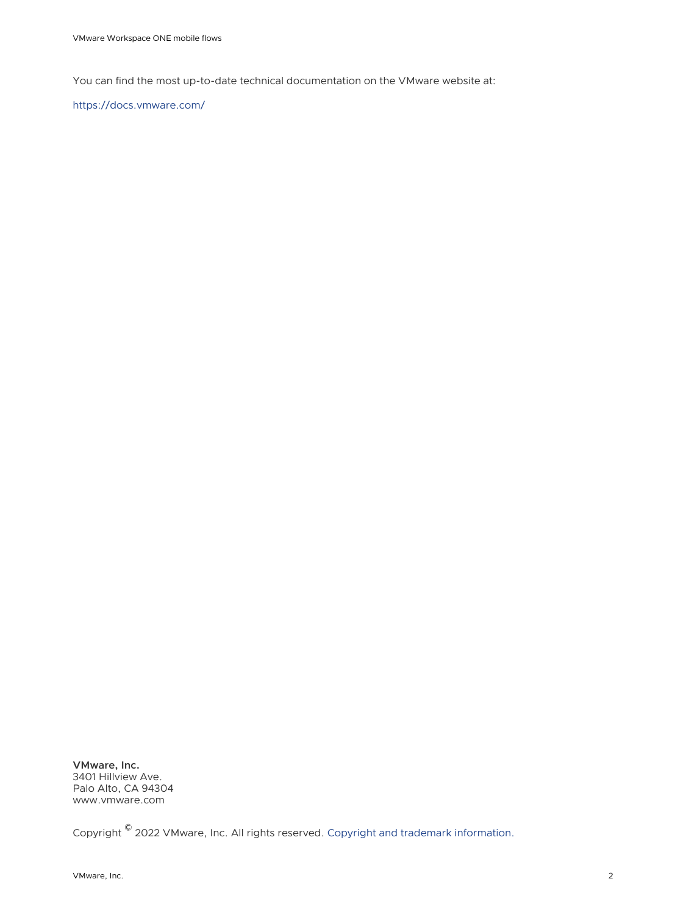You can find the most up-to-date technical documentation on the VMware website at:

https://docs.vmware.com/

**VMware, Inc.**
3401 Hillview Ave.
Palo Alto, CA 94304
www.vmware.com

Copyright © 2022 VMware, Inc. All rights reserved. Copyright and trademark information.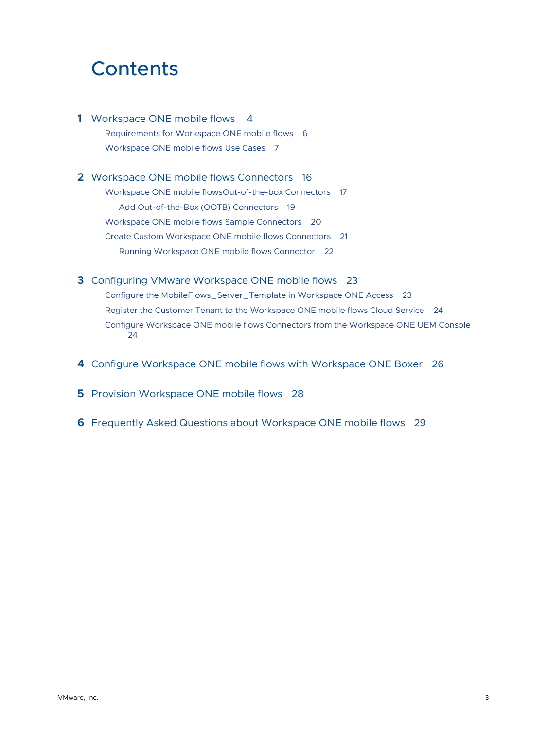# Contents

**1** Workspace ONE mobile flows 4

- Requirements for Workspace ONE mobile flows 6
- Workspace ONE mobile flows Use Cases 7

**2** Workspace ONE mobile flows Connectors 16

- Workspace ONE mobile flowsOut-of-the-box Connectors 17
  - Add Out-of-the-Box (OOTB) Connectors 19
- Workspace ONE mobile flows Sample Connectors 20
- Create Custom Workspace ONE mobile flows Connectors 21
  - Running Workspace ONE mobile flows Connector 22

**3** Configuring VMware Workspace ONE mobile flows 23

- Configure the MobileFlows_Server_Template in Workspace ONE Access 23
- Register the Customer Tenant to the Workspace ONE mobile flows Cloud Service 24
- Configure Workspace ONE mobile flows Connectors from the Workspace ONE UEM Console 24

**4** Configure Workspace ONE mobile flows with Workspace ONE Boxer 26

**5** Provision Workspace ONE mobile flows 28

**6** Frequently Asked Questions about Workspace ONE mobile flows 29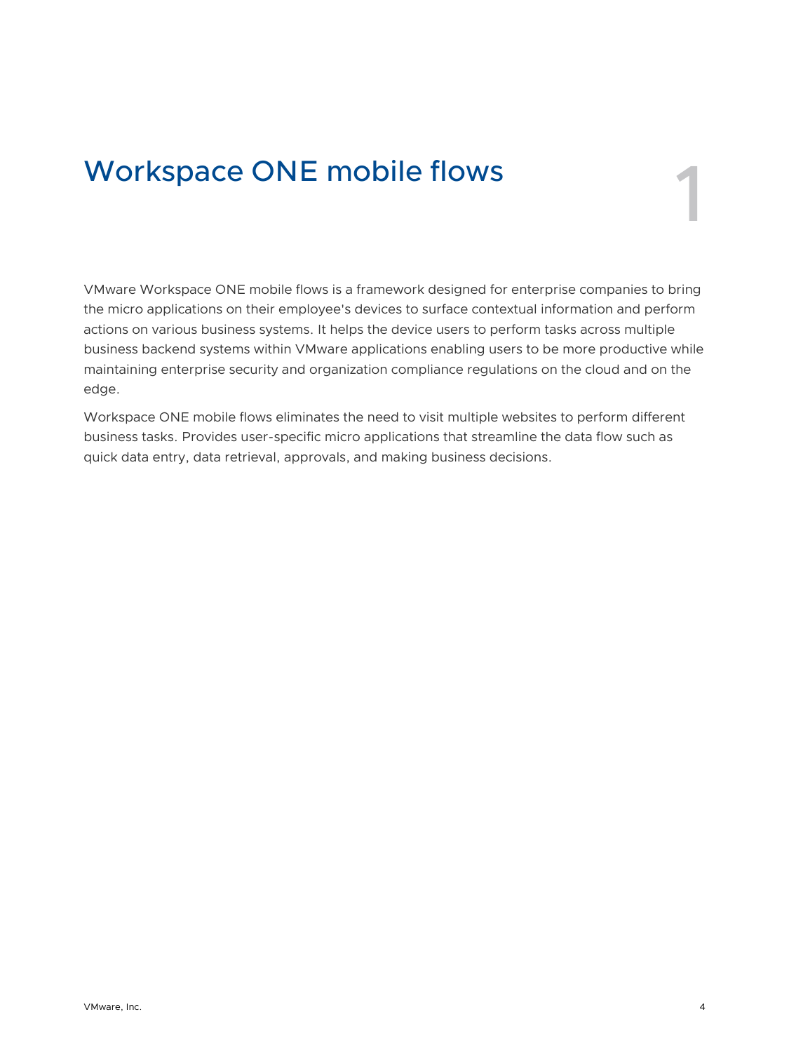# Workspace ONE mobile flows

VMware Workspace ONE mobile flows is a framework designed for enterprise companies to bring the micro applications on their employee's devices to surface contextual information and perform actions on various business systems. It helps the device users to perform tasks across multiple business backend systems within VMware applications enabling users to be more productive while maintaining enterprise security and organization compliance regulations on the cloud and on the edge.

Workspace ONE mobile flows eliminates the need to visit multiple websites to perform different business tasks. Provides user-specific micro applications that streamline the data flow such as quick data entry, data retrieval, approvals, and making business decisions.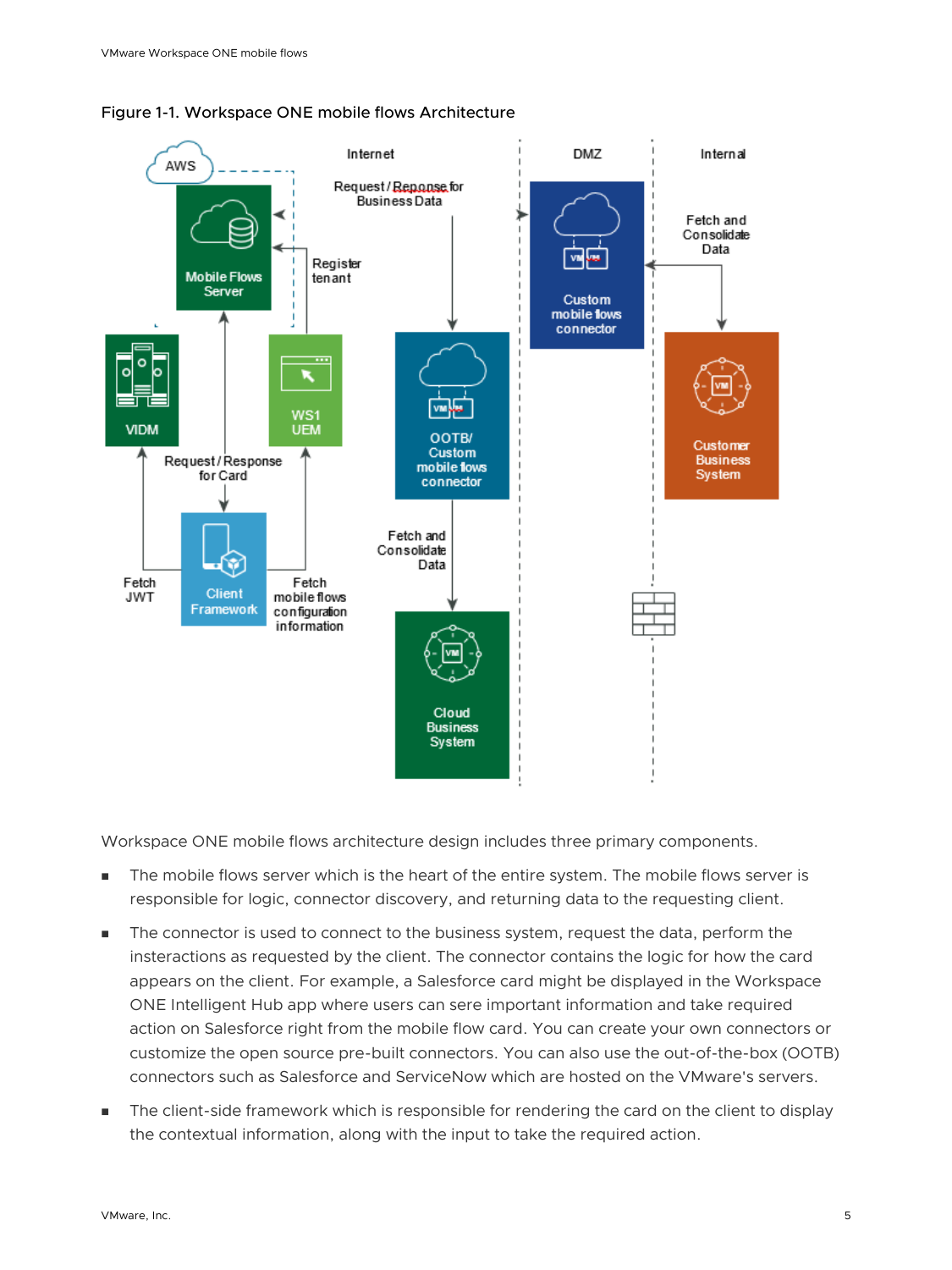Figure 1-1. Workspace ONE mobile flows Architecture

Workspace ONE mobile flows architecture design includes three primary components.

- The mobile flows server which is the heart of the entire system. The mobile flows server is responsible for logic, connector discovery, and returning data to the requesting client.
- The connector is used to connect to the business system, request the data, perform the insteractions as requested by the client. The connector contains the logic for how the card appears on the client. For example, a Salesforce card might be displayed in the Workspace ONE Intelligent Hub app where users can sere important information and take required action on Salesforce right from the mobile flow card. You can create your own connectors or customize the open source pre-built connectors. You can also use the out-of-the-box (OOTB) connectors such as Salesforce and ServiceNow which are hosted on the VMware's servers.
- The client-side framework which is responsible for rendering the card on the client to display the contextual information, along with the input to take the required action.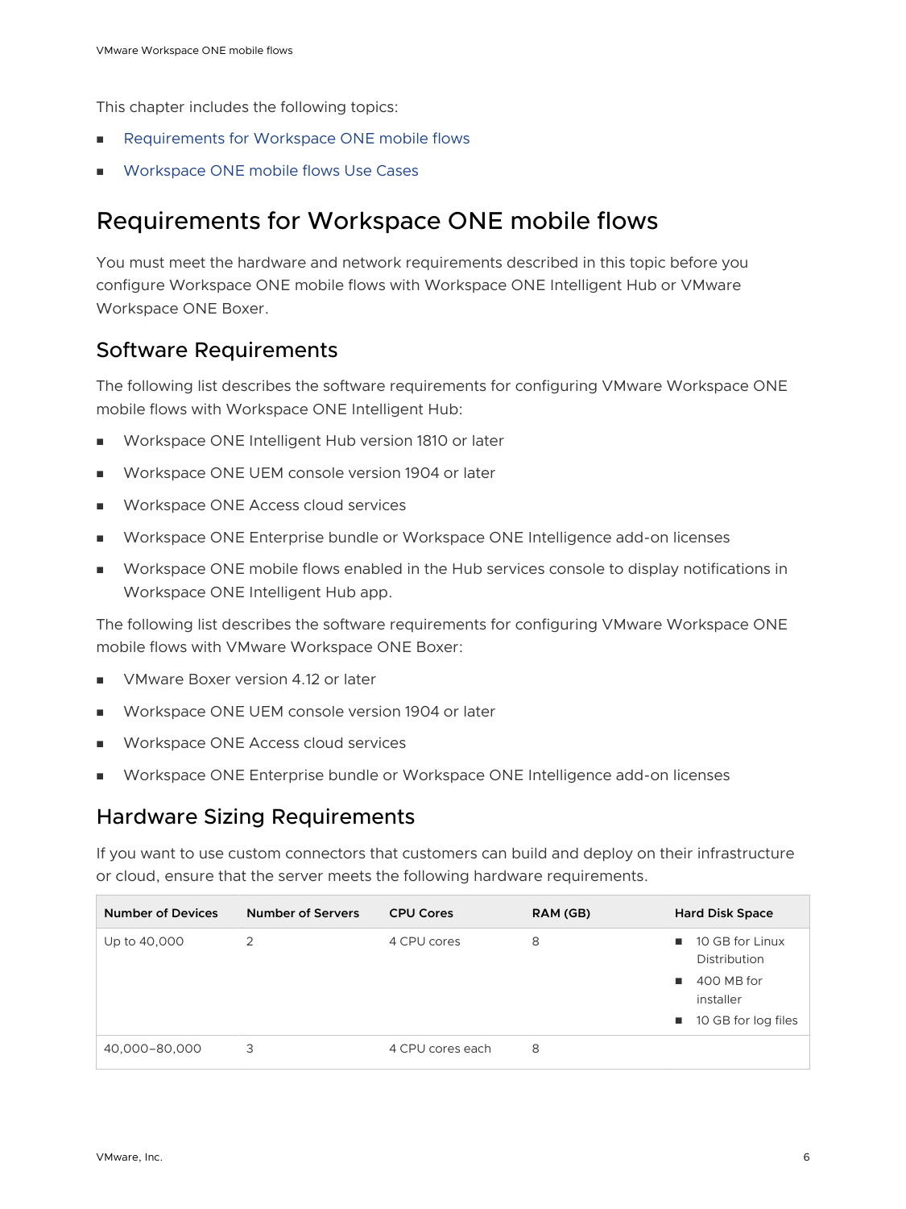This chapter includes the following topics:

- Requirements for Workspace ONE mobile flows
- Workspace ONE mobile flows Use Cases

## Requirements for Workspace ONE mobile flows

You must meet the hardware and network requirements described in this topic before you configure Workspace ONE mobile flows with Workspace ONE Intelligent Hub or VMware Workspace ONE Boxer.

### Software Requirements

The following list describes the software requirements for configuring VMware Workspace ONE mobile flows with Workspace ONE Intelligent Hub:

- Workspace ONE Intelligent Hub version 1810 or later
- Workspace ONE UEM console version 1904 or later
- Workspace ONE Access cloud services
- Workspace ONE Enterprise bundle or Workspace ONE Intelligence add-on licenses
- Workspace ONE mobile flows enabled in the Hub services console to display notifications in Workspace ONE Intelligent Hub app.

The following list describes the software requirements for configuring VMware Workspace ONE mobile flows with VMware Workspace ONE Boxer:

- VMware Boxer version 4.12 or later
- Workspace ONE UEM console version 1904 or later
- Workspace ONE Access cloud services
- Workspace ONE Enterprise bundle or Workspace ONE Intelligence add-on licenses

### Hardware Sizing Requirements

If you want to use custom connectors that customers can build and deploy on their infrastructure or cloud, ensure that the server meets the following hardware requirements.

| Number of Devices | Number of Servers | CPU Cores | RAM (GB) | Hard Disk Space |
|---|---|---|---|---|
| Up to 40,000 | 2 | 4 CPU cores | 8 | ■ 10 GB for Linux Distribution<br>■ 400 MB for installer<br>■ 10 GB for log files |
| 40,000–80,000 | 3 | 4 CPU cores each | 8 | |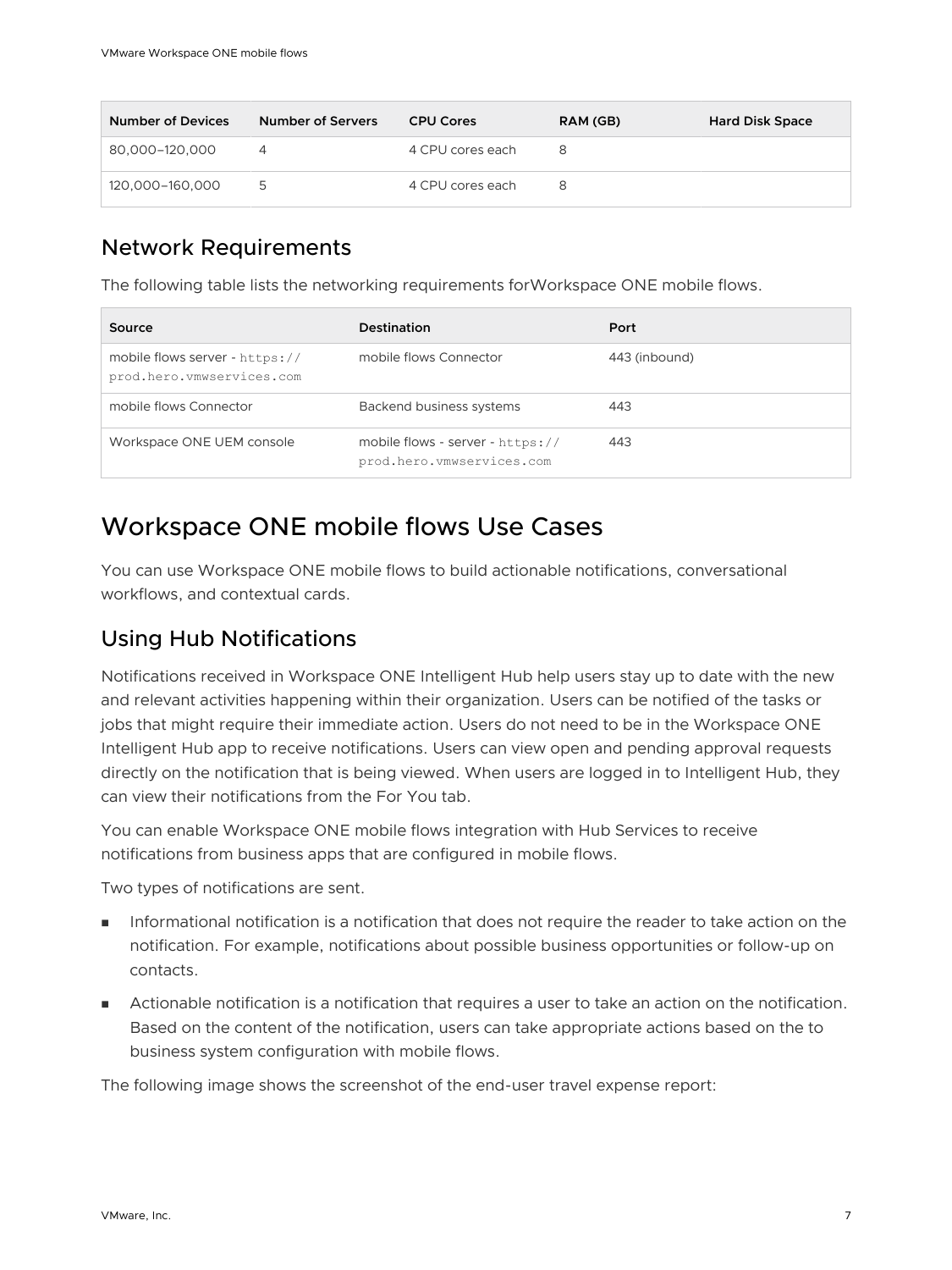| Number of Devices | Number of Servers | CPU Cores | RAM (GB) | Hard Disk Space |
|---|---|---|---|---|
| 80,000–120,000 | 4 | 4 CPU cores each | 8 | |
| 120,000–160,000 | 5 | 4 CPU cores each | 8 | |

## Network Requirements

The following table lists the networking requirements forWorkspace ONE mobile flows.

| Source | Destination | Port |
|---|---|---|
| mobile flows server - `https://prod.hero.vmwservices.com` | mobile flows Connector | 443 (inbound) |
| mobile flows Connector | Backend business systems | 443 |
| Workspace ONE UEM console | mobile flows - server - `https://prod.hero.vmwservices.com` | 443 |

# Workspace ONE mobile flows Use Cases

You can use Workspace ONE mobile flows to build actionable notifications, conversational workflows, and contextual cards.

## Using Hub Notifications

Notifications received in Workspace ONE Intelligent Hub help users stay up to date with the new and relevant activities happening within their organization. Users can be notified of the tasks or jobs that might require their immediate action. Users do not need to be in the Workspace ONE Intelligent Hub app to receive notifications. Users can view open and pending approval requests directly on the notification that is being viewed. When users are logged in to Intelligent Hub, they can view their notifications from the For You tab.

You can enable Workspace ONE mobile flows integration with Hub Services to receive notifications from business apps that are configured in mobile flows.

Two types of notifications are sent.

- Informational notification is a notification that does not require the reader to take action on the notification. For example, notifications about possible business opportunities or follow-up on contacts.
- Actionable notification is a notification that requires a user to take an action on the notification. Based on the content of the notification, users can take appropriate actions based on the to business system configuration with mobile flows.

The following image shows the screenshot of the end-user travel expense report: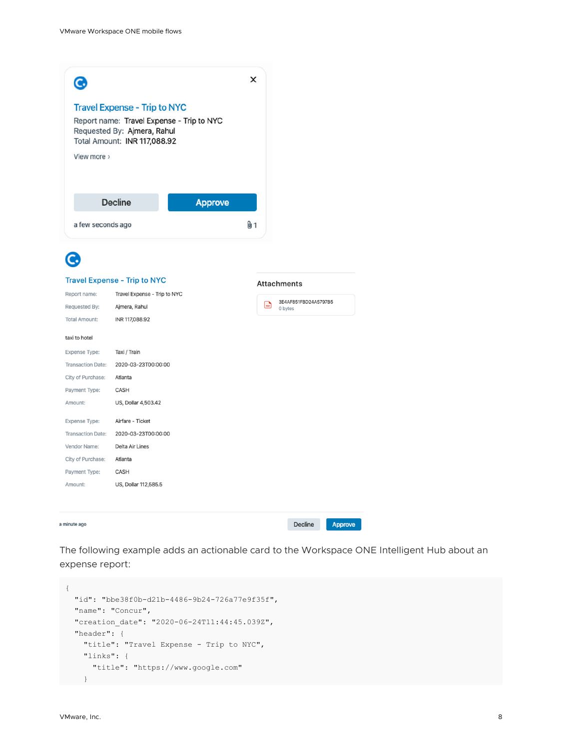Travel Expense - Trip to NYC

Report name: Travel Expense - Trip to NYC
Requested By: Ajmera, Rahul
Total Amount: INR 117,088.92

View more ›

Decline | Approve

a few seconds ago

Travel Expense - Trip to NYC

| | |
|---|---|
| Report name: | Travel Expense - Trip to NYC |
| Requested By: | Ajmera, Rahul |
| Total Amount: | INR 117,088.92 |

taxi to hotel

| | |
|---|---|
| Expense Type: | Taxi / Train |
| Transaction Date: | 2020-03-23T00:00:00 |
| City of Purchase: | Atlanta |
| Payment Type: | CASH |
| Amount: | US, Dollar 4,503.42 |

| | |
|---|---|
| Expense Type: | Airfare - Ticket |
| Transaction Date: | 2020-03-23T00:00:00 |
| Vendor Name: | Delta Air Lines |
| City of Purchase: | Atlanta |
| Payment Type: | CASH |
| Amount: | US, Dollar 112,585.5 |

Attachments

3E4AF851FBD24A5797B5
0 bytes

a minute ago

Decline | Approve

The following example adds an actionable card to the Workspace ONE Intelligent Hub about an expense report:

```
{
  "id": "bbe38f0b-d21b-4486-9b24-726a77e9f35f",
  "name": "Concur",
  "creation_date": "2020-06-24T11:44:45.039Z",
  "header": {
    "title": "Travel Expense - Trip to NYC",
    "links": {
      "title": "https://www.google.com"
    }
```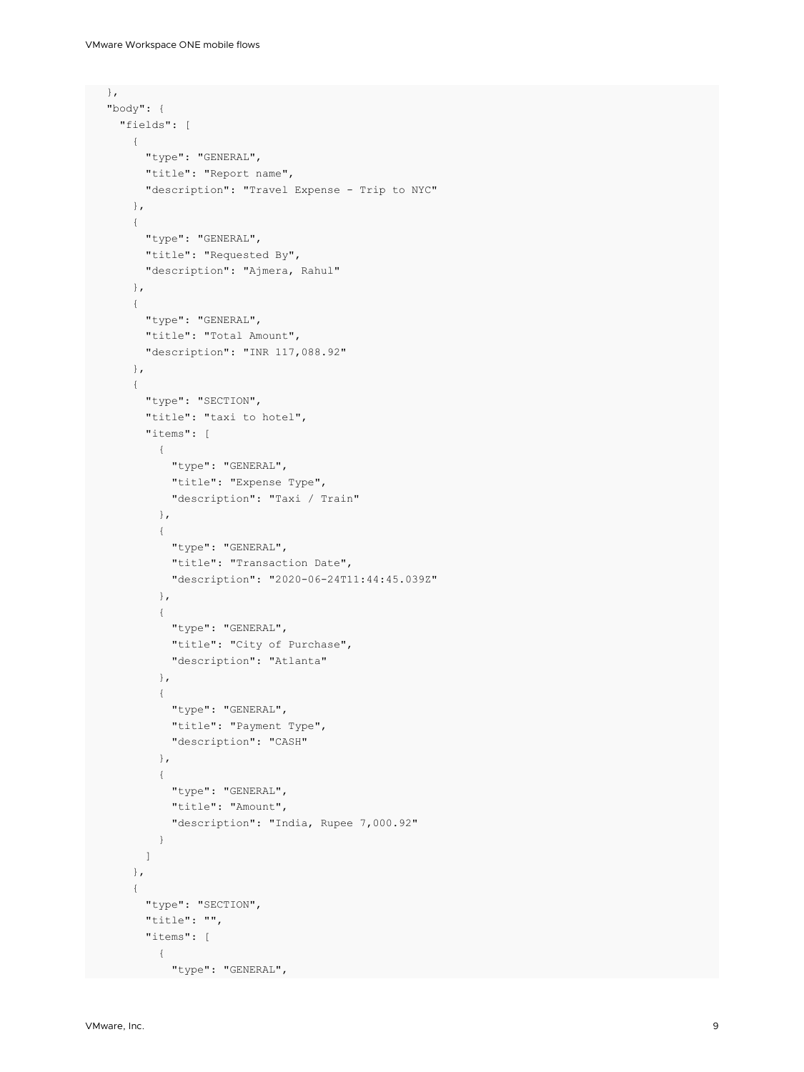```
  },
  "body": {
    "fields": [
      {
        "type": "GENERAL",
        "title": "Report name",
        "description": "Travel Expense - Trip to NYC"
      },
      {
        "type": "GENERAL",
        "title": "Requested By",
        "description": "Ajmera, Rahul"
      },
      {
        "type": "GENERAL",
        "title": "Total Amount",
        "description": "INR 117,088.92"
      },
      {
        "type": "SECTION",
        "title": "taxi to hotel",
        "items": [
          {
            "type": "GENERAL",
            "title": "Expense Type",
            "description": "Taxi / Train"
          },
          {
            "type": "GENERAL",
            "title": "Transaction Date",
            "description": "2020-06-24T11:44:45.039Z"
          },
          {
            "type": "GENERAL",
            "title": "City of Purchase",
            "description": "Atlanta"
          },
          {
            "type": "GENERAL",
            "title": "Payment Type",
            "description": "CASH"
          },
          {
            "type": "GENERAL",
            "title": "Amount",
            "description": "India, Rupee 7,000.92"
          }
        ]
      },
      {
        "type": "SECTION",
        "title": "",
        "items": [
          {
            "type": "GENERAL",
```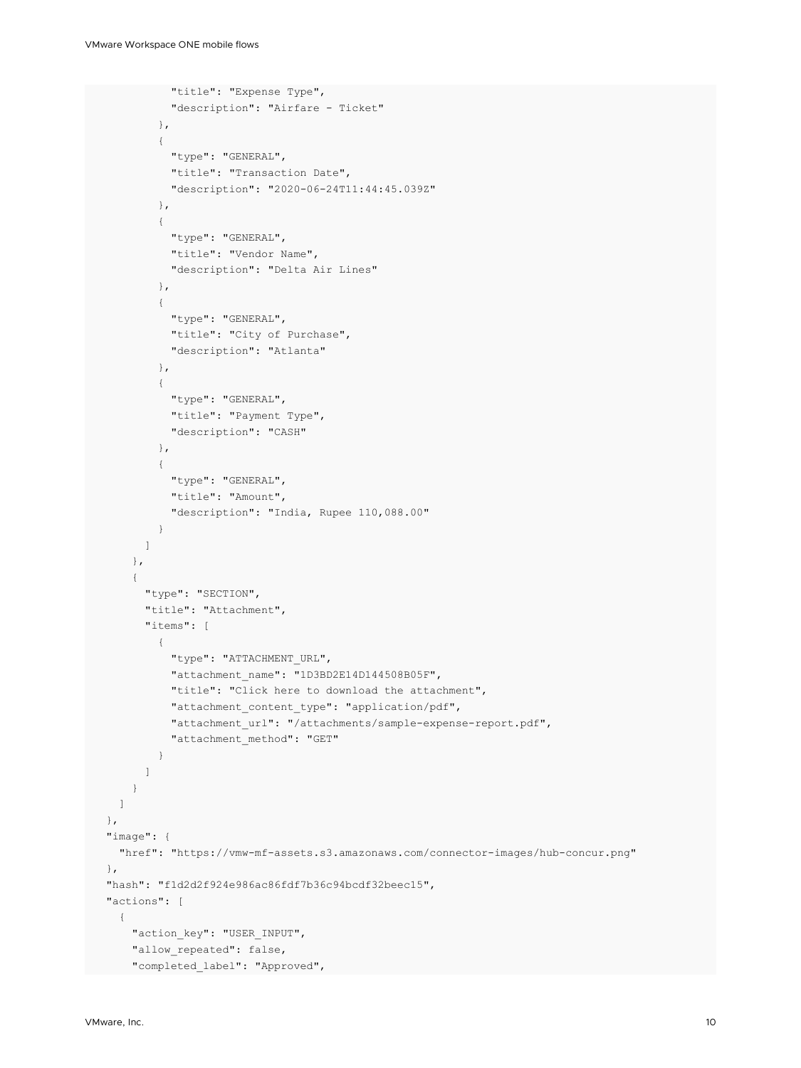```
            "title": "Expense Type",
            "description": "Airfare - Ticket"
          },
          {
            "type": "GENERAL",
            "title": "Transaction Date",
            "description": "2020-06-24T11:44:45.039Z"
          },
          {
            "type": "GENERAL",
            "title": "Vendor Name",
            "description": "Delta Air Lines"
          },
          {
            "type": "GENERAL",
            "title": "City of Purchase",
            "description": "Atlanta"
          },
          {
            "type": "GENERAL",
            "title": "Payment Type",
            "description": "CASH"
          },
          {
            "type": "GENERAL",
            "title": "Amount",
            "description": "India, Rupee 110,088.00"
          }
        ]
      },
      {
        "type": "SECTION",
        "title": "Attachment",
        "items": [
          {
            "type": "ATTACHMENT_URL",
            "attachment_name": "1D3BD2E14D144508B05F",
            "title": "Click here to download the attachment",
            "attachment_content_type": "application/pdf",
            "attachment_url": "/attachments/sample-expense-report.pdf",
            "attachment_method": "GET"
          }
        ]
      }
    ]
  },
  "image": {
    "href": "https://vmw-mf-assets.s3.amazonaws.com/connector-images/hub-concur.png"
  },
  "hash": "f1d2d2f924e986ac86fdf7b36c94bcdf32beec15",
  "actions": [
    {
      "action_key": "USER_INPUT",
      "allow_repeated": false,
      "completed_label": "Approved",
```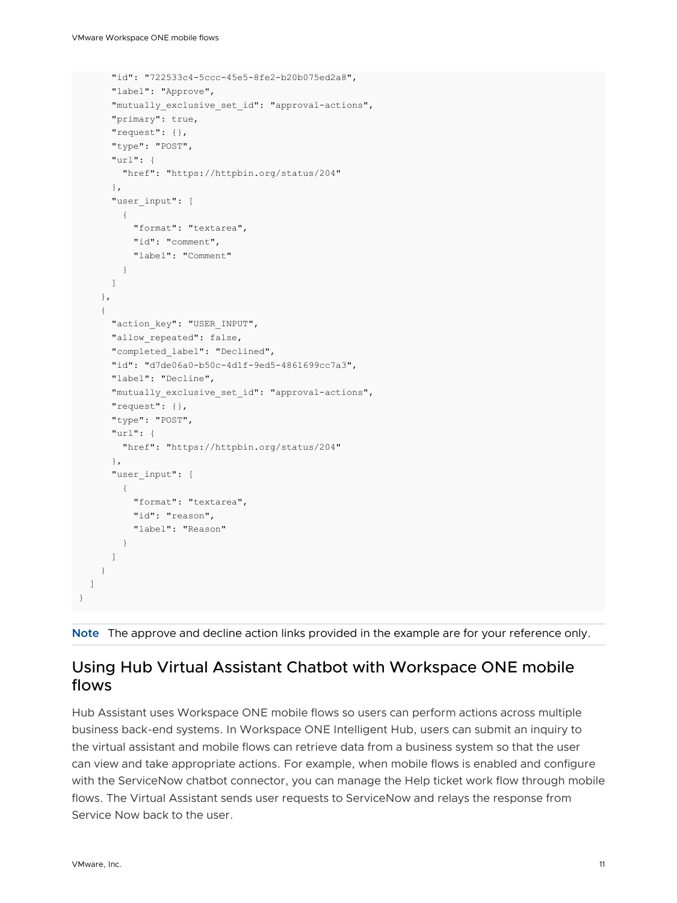```
      "id": "722533c4-5ccc-45e5-8fe2-b20b075ed2a8",
      "label": "Approve",
      "mutually_exclusive_set_id": "approval-actions",
      "primary": true,
      "request": {},
      "type": "POST",
      "url": {
        "href": "https://httpbin.org/status/204"
      },
      "user_input": [
        {
          "format": "textarea",
          "id": "comment",
          "label": "Comment"
        }
      ]
    },
    {
      "action_key": "USER_INPUT",
      "allow_repeated": false,
      "completed_label": "Declined",
      "id": "d7de06a0-b50c-4d1f-9ed5-4861699cc7a3",
      "label": "Decline",
      "mutually_exclusive_set_id": "approval-actions",
      "request": {},
      "type": "POST",
      "url": {
        "href": "https://httpbin.org/status/204"
      },
      "user_input": [
        {
          "format": "textarea",
          "id": "reason",
          "label": "Reason"
        }
      ]
    }
  ]
}
```

**Note** The approve and decline action links provided in the example are for your reference only.

## Using Hub Virtual Assistant Chatbot with Workspace ONE mobile flows

Hub Assistant uses Workspace ONE mobile flows so users can perform actions across multiple business back-end systems. In Workspace ONE Intelligent Hub, users can submit an inquiry to the virtual assistant and mobile flows can retrieve data from a business system so that the user can view and take appropriate actions. For example, when mobile flows is enabled and configure with the ServiceNow chatbot connector, you can manage the Help ticket work flow through mobile flows. The Virtual Assistant sends user requests to ServiceNow and relays the response from Service Now back to the user.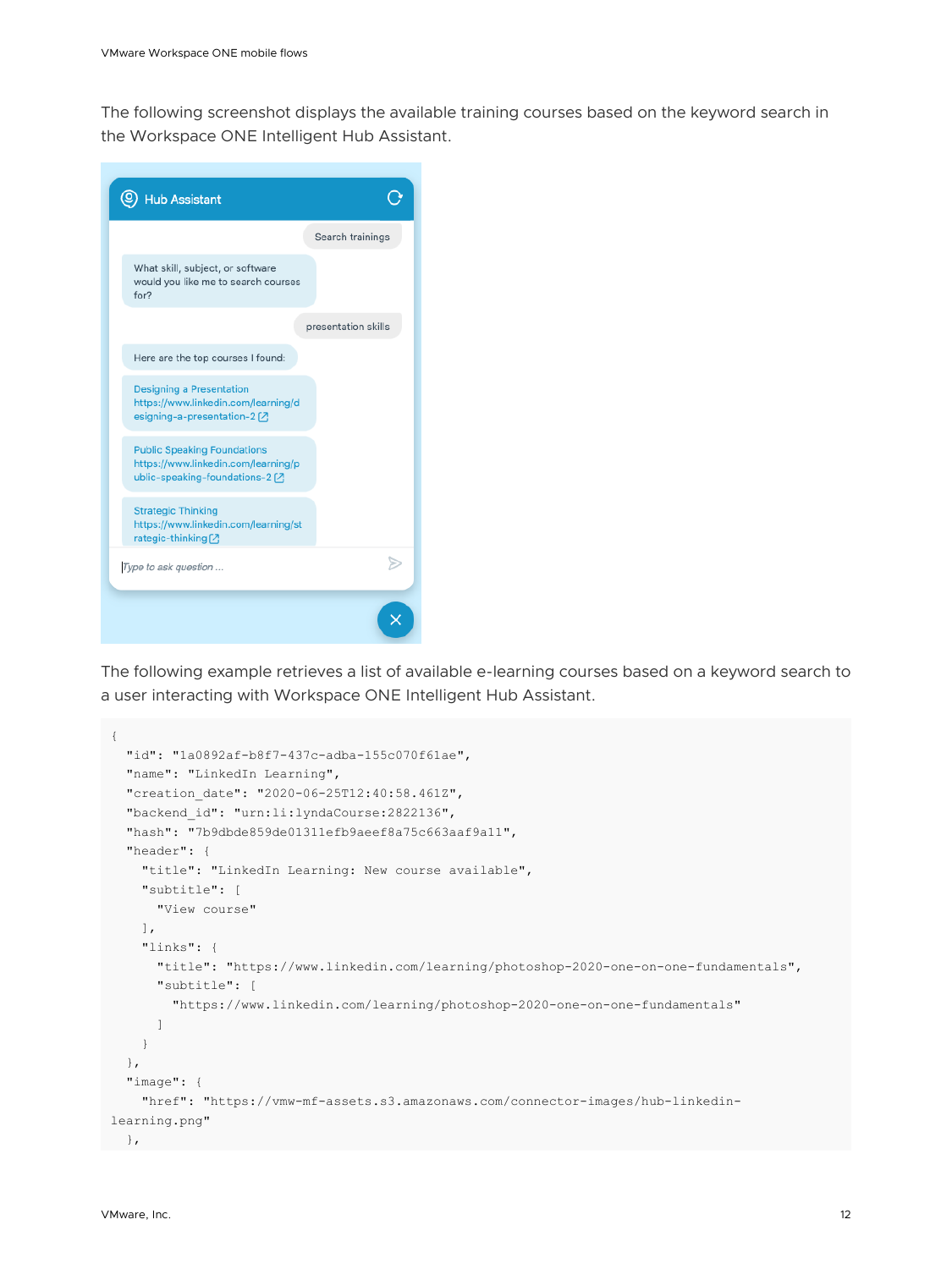The following screenshot displays the available training courses based on the keyword search in the Workspace ONE Intelligent Hub Assistant.

The following example retrieves a list of available e-learning courses based on a keyword search to a user interacting with Workspace ONE Intelligent Hub Assistant.

```
{
  "id": "1a0892af-b8f7-437c-adba-155c070f61ae",
  "name": "LinkedIn Learning",
  "creation_date": "2020-06-25T12:40:58.461Z",
  "backend_id": "urn:li:lyndaCourse:2822136",
  "hash": "7b9dbde859de01311efb9aeef8a75c663aaf9a11",
  "header": {
    "title": "LinkedIn Learning: New course available",
    "subtitle": [
      "View course"
    ],
    "links": {
      "title": "https://www.linkedin.com/learning/photoshop-2020-one-on-one-fundamentals",
      "subtitle": [
        "https://www.linkedin.com/learning/photoshop-2020-one-on-one-fundamentals"
      ]
    }
  },
  "image": {
    "href": "https://vmw-mf-assets.s3.amazonaws.com/connector-images/hub-linkedin-
learning.png"
  },
```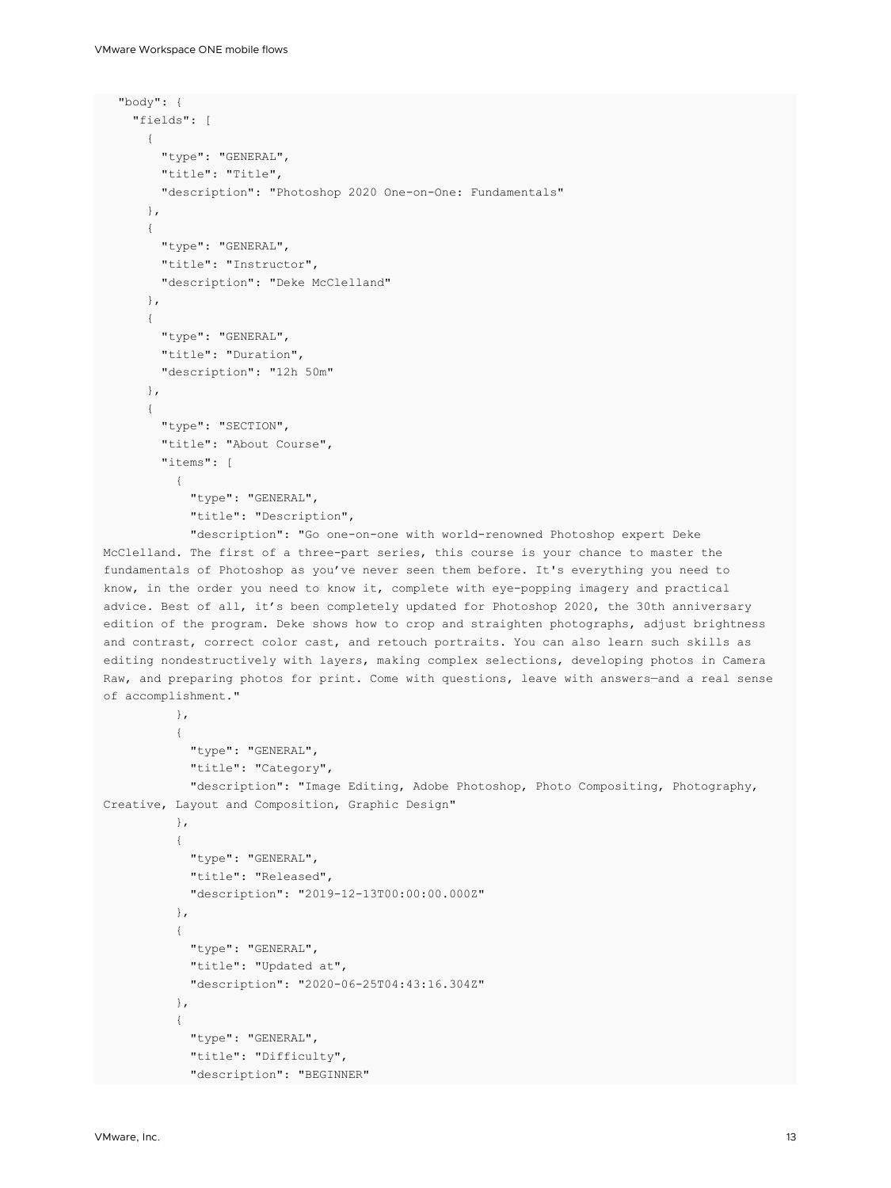```
  "body": {
    "fields": [
      {
        "type": "GENERAL",
        "title": "Title",
        "description": "Photoshop 2020 One-on-One: Fundamentals"
      },
      {
        "type": "GENERAL",
        "title": "Instructor",
        "description": "Deke McClelland"
      },
      {
        "type": "GENERAL",
        "title": "Duration",
        "description": "12h 50m"
      },
      {
        "type": "SECTION",
        "title": "About Course",
        "items": [
          {
            "type": "GENERAL",
            "title": "Description",
            "description": "Go one-on-one with world-renowned Photoshop expert Deke 
McClelland. The first of a three-part series, this course is your chance to master the 
fundamentals of Photoshop as you've never seen them before. It's everything you need to 
know, in the order you need to know it, complete with eye-popping imagery and practical 
advice. Best of all, it's been completely updated for Photoshop 2020, the 30th anniversary 
edition of the program. Deke shows how to crop and straighten photographs, adjust brightness 
and contrast, correct color cast, and retouch portraits. You can also learn such skills as 
editing nondestructively with layers, making complex selections, developing photos in Camera 
Raw, and preparing photos for print. Come with questions, leave with answers—and a real sense 
of accomplishment."
          },
          {
            "type": "GENERAL",
            "title": "Category",
            "description": "Image Editing, Adobe Photoshop, Photo Compositing, Photography, 
Creative, Layout and Composition, Graphic Design"
          },
          {
            "type": "GENERAL",
            "title": "Released",
            "description": "2019-12-13T00:00:00.000Z"
          },
          {
            "type": "GENERAL",
            "title": "Updated at",
            "description": "2020-06-25T04:43:16.304Z"
          },
          {
            "type": "GENERAL",
            "title": "Difficulty",
            "description": "BEGINNER"
```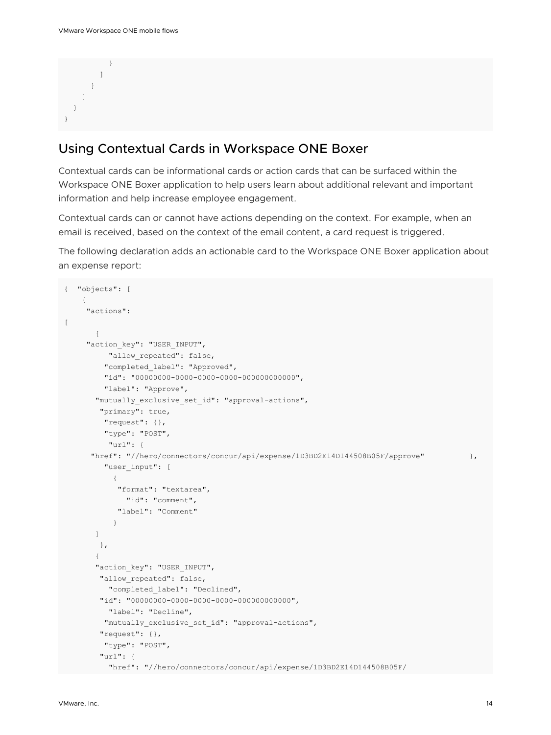```
          }
        ]
      }
    ]
  }
}
```

## Using Contextual Cards in Workspace ONE Boxer

Contextual cards can be informational cards or action cards that can be surfaced within the Workspace ONE Boxer application to help users learn about additional relevant and important information and help increase employee engagement.

Contextual cards can or cannot have actions depending on the context. For example, when an email is received, based on the context of the email content, a card request is triggered.

The following declaration adds an actionable card to the Workspace ONE Boxer application about an expense report:

```
{  "objects": [
    {
     "actions":
[
       {
     "action_key": "USER_INPUT",
          "allow_repeated": false,
         "completed_label": "Approved",
         "id": "00000000-0000-0000-0000-000000000000",
         "label": "Approve",
       "mutually_exclusive_set_id": "approval-actions",
        "primary": true,
         "request": {},
         "type": "POST",
          "url": {
      "href": "//hero/connectors/concur/api/expense/1D3BD2E14D144508B05F/approve"          },
         "user_input": [
           {
            "format": "textarea",
              "id": "comment",
            "label": "Comment"
           }
       ]
        },
       {
       "action_key": "USER_INPUT",
        "allow_repeated": false,
          "completed_label": "Declined",
        "id": "00000000-0000-0000-0000-000000000000",
          "label": "Decline",
         "mutually_exclusive_set_id": "approval-actions",
        "request": {},
         "type": "POST",
        "url": {
          "href": "//hero/connectors/concur/api/expense/1D3BD2E14D144508B05F/
```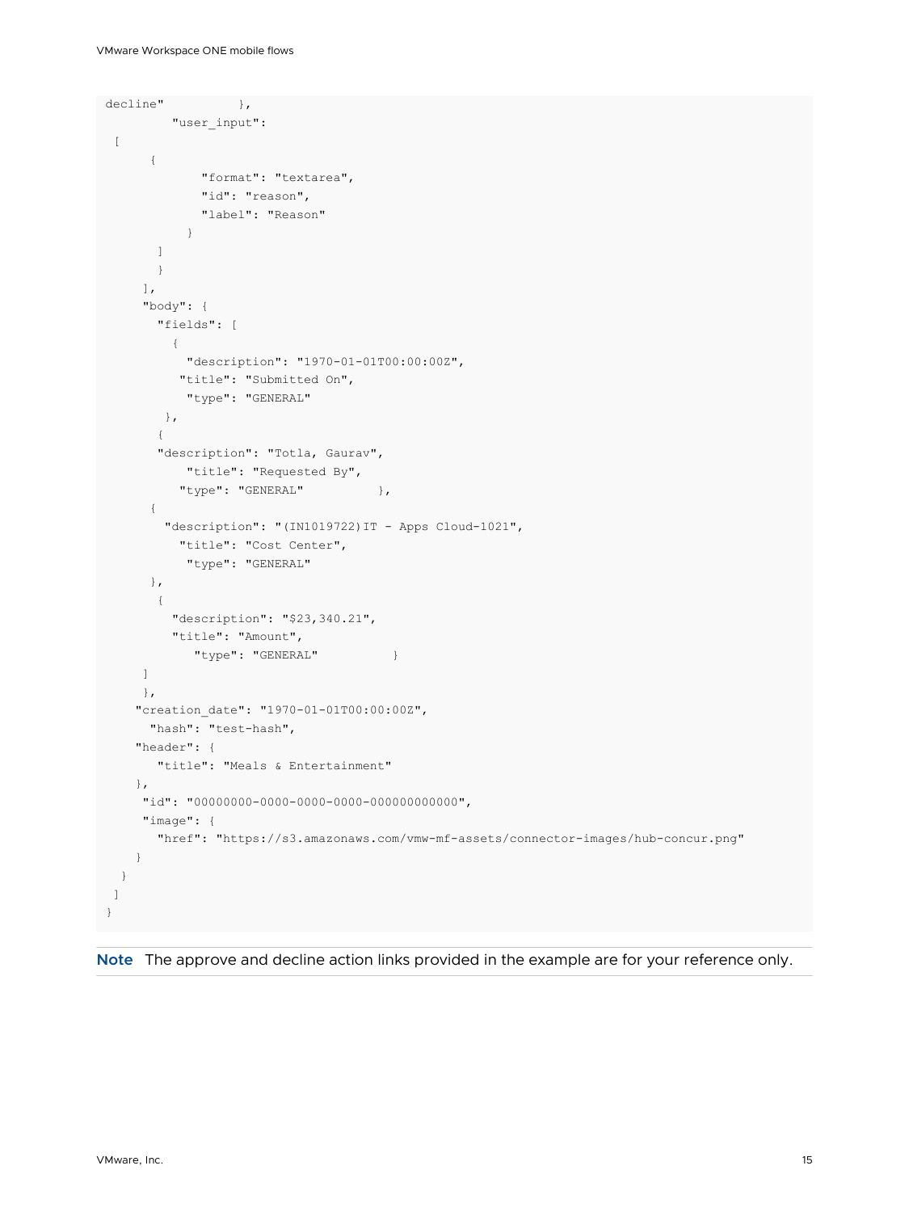```
decline"          },
         "user_input":
 [
      {
             "format": "textarea",
             "id": "reason",
             "label": "Reason"
           }
       ]
       }
     ],
     "body": {
       "fields": [
         {
           "description": "1970-01-01T00:00:00Z",
          "title": "Submitted On",
           "type": "GENERAL"
        },
       {
       "description": "Totla, Gaurav",
           "title": "Requested By",
          "type": "GENERAL"          },
      {
        "description": "(IN1019722)IT - Apps Cloud-1021",
          "title": "Cost Center",
           "type": "GENERAL"
      },
       {
         "description": "$23,340.21",
         "title": "Amount",
            "type": "GENERAL"          }
     ]
     },
    "creation_date": "1970-01-01T00:00:00Z",
      "hash": "test-hash",
    "header": {
       "title": "Meals & Entertainment"
    },
     "id": "00000000-0000-0000-0000-000000000000",
     "image": {
       "href": "https://s3.amazonaws.com/vmw-mf-assets/connector-images/hub-concur.png"
    }
  }
 ]
}
```

**Note** The approve and decline action links provided in the example are for your reference only.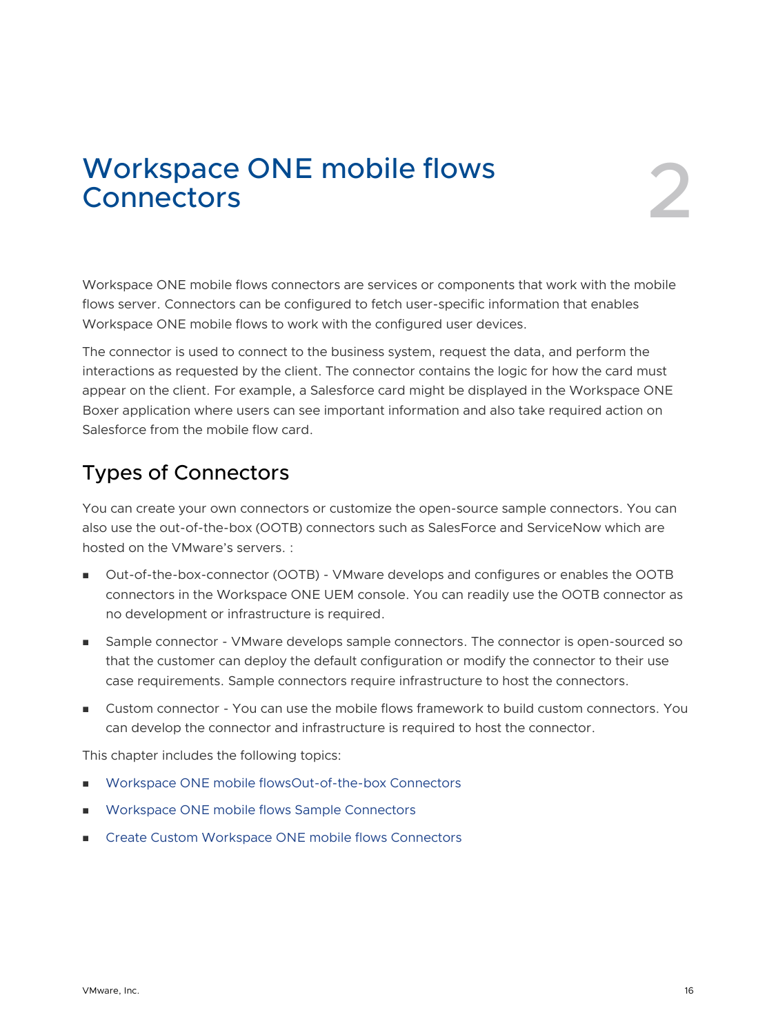# Workspace ONE mobile flows Connectors

2

Workspace ONE mobile flows connectors are services or components that work with the mobile flows server. Connectors can be configured to fetch user-specific information that enables Workspace ONE mobile flows to work with the configured user devices.

The connector is used to connect to the business system, request the data, and perform the interactions as requested by the client. The connector contains the logic for how the card must appear on the client. For example, a Salesforce card might be displayed in the Workspace ONE Boxer application where users can see important information and also take required action on Salesforce from the mobile flow card.

## Types of Connectors

You can create your own connectors or customize the open-source sample connectors. You can also use the out-of-the-box (OOTB) connectors such as SalesForce and ServiceNow which are hosted on the VMware's servers. :

- Out-of-the-box-connector (OOTB) - VMware develops and configures or enables the OOTB connectors in the Workspace ONE UEM console. You can readily use the OOTB connector as no development or infrastructure is required.
- Sample connector - VMware develops sample connectors. The connector is open-sourced so that the customer can deploy the default configuration or modify the connector to their use case requirements. Sample connectors require infrastructure to host the connectors.
- Custom connector - You can use the mobile flows framework to build custom connectors. You can develop the connector and infrastructure is required to host the connector.

This chapter includes the following topics:

- Workspace ONE mobile flowsOut-of-the-box Connectors
- Workspace ONE mobile flows Sample Connectors
- Create Custom Workspace ONE mobile flows Connectors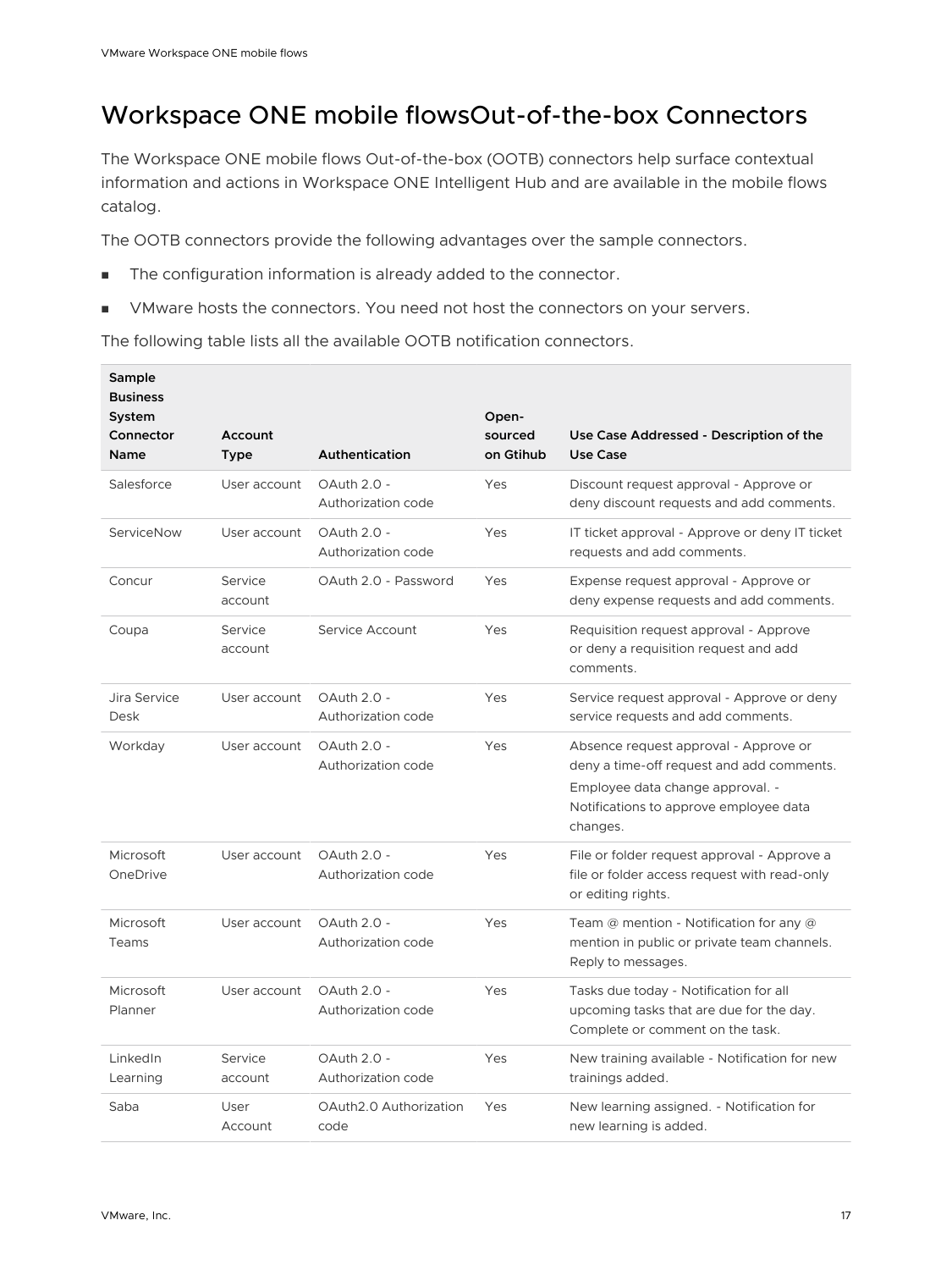# Workspace ONE mobile flowsOut-of-the-box Connectors

The Workspace ONE mobile flows Out-of-the-box (OOTB) connectors help surface contextual information and actions in Workspace ONE Intelligent Hub and are available in the mobile flows catalog.

The OOTB connectors provide the following advantages over the sample connectors.

- The configuration information is already added to the connector.
- VMware hosts the connectors. You need not host the connectors on your servers.

The following table lists all the available OOTB notification connectors.

| Sample Business System Connector Name | Account Type | Authentication | Open-sourced on Gtihub | Use Case Addressed - Description of the Use Case |
| --- | --- | --- | --- | --- |
| Salesforce | User account | OAuth 2.0 - Authorization code | Yes | Discount request approval - Approve or deny discount requests and add comments. |
| ServiceNow | User account | OAuth 2.0 - Authorization code | Yes | IT ticket approval - Approve or deny IT ticket requests and add comments. |
| Concur | Service account | OAuth 2.0 - Password | Yes | Expense request approval - Approve or deny expense requests and add comments. |
| Coupa | Service account | Service Account | Yes | Requisition request approval - Approve or deny a requisition request and add comments. |
| Jira Service Desk | User account | OAuth 2.0 - Authorization code | Yes | Service request approval - Approve or deny service requests and add comments. |
| Workday | User account | OAuth 2.0 - Authorization code | Yes | Absence request approval - Approve or deny a time-off request and add comments.<br>Employee data change approval. - Notifications to approve employee data changes. |
| Microsoft OneDrive | User account | OAuth 2.0 - Authorization code | Yes | File or folder request approval - Approve a file or folder access request with read-only or editing rights. |
| Microsoft Teams | User account | OAuth 2.0 - Authorization code | Yes | Team @ mention - Notification for any @ mention in public or private team channels. Reply to messages. |
| Microsoft Planner | User account | OAuth 2.0 - Authorization code | Yes | Tasks due today - Notification for all upcoming tasks that are due for the day. Complete or comment on the task. |
| LinkedIn Learning | Service account | OAuth 2.0 - Authorization code | Yes | New training available - Notification for new trainings added. |
| Saba | User Account | OAuth2.0 Authorization code | Yes | New learning assigned. - Notification for new learning is added. |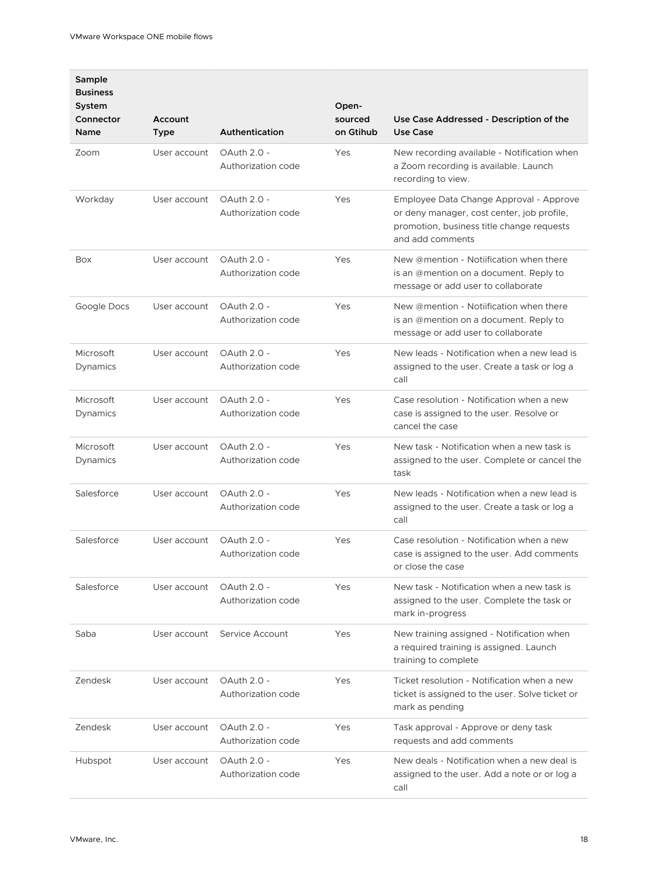| Sample Business System Connector Name | Account Type | Authentication | Open-sourced on Gtihub | Use Case Addressed - Description of the Use Case |
|---|---|---|---|---|
| Zoom | User account | OAuth 2.0 - Authorization code | Yes | New recording available - Notification when a Zoom recording is available. Launch recording to view. |
| Workday | User account | OAuth 2.0 - Authorization code | Yes | Employee Data Change Approval - Approve or deny manager, cost center, job profile, promotion, business title change requests and add comments |
| Box | User account | OAuth 2.0 - Authorization code | Yes | New @mention - Notiification when there is an @mention on a document. Reply to message or add user to collaborate |
| Google Docs | User account | OAuth 2.0 - Authorization code | Yes | New @mention - Notiification when there is an @mention on a document. Reply to message or add user to collaborate |
| Microsoft Dynamics | User account | OAuth 2.0 - Authorization code | Yes | New leads - Notification when a new lead is assigned to the user. Create a task or log a call |
| Microsoft Dynamics | User account | OAuth 2.0 - Authorization code | Yes | Case resolution - Notification when a new case is assigned to the user. Resolve or cancel the case |
| Microsoft Dynamics | User account | OAuth 2.0 - Authorization code | Yes | New task - Notification when a new task is assigned to the user. Complete or cancel the task |
| Salesforce | User account | OAuth 2.0 - Authorization code | Yes | New leads - Notification when a new lead is assigned to the user. Create a task or log a call |
| Salesforce | User account | OAuth 2.0 - Authorization code | Yes | Case resolution - Notification when a new case is assigned to the user. Add comments or close the case |
| Salesforce | User account | OAuth 2.0 - Authorization code | Yes | New task - Notification when a new task is assigned to the user. Complete the task or mark in-progress |
| Saba | User account | Service Account | Yes | New training assigned - Notification when a required training is assigned. Launch training to complete |
| Zendesk | User account | OAuth 2.0 - Authorization code | Yes | Ticket resolution - Notification when a new ticket is assigned to the user. Solve ticket or mark as pending |
| Zendesk | User account | OAuth 2.0 - Authorization code | Yes | Task approval - Approve or deny task requests and add comments |
| Hubspot | User account | OAuth 2.0 - Authorization code | Yes | New deals - Notification when a new deal is assigned to the user. Add a note or or log a call |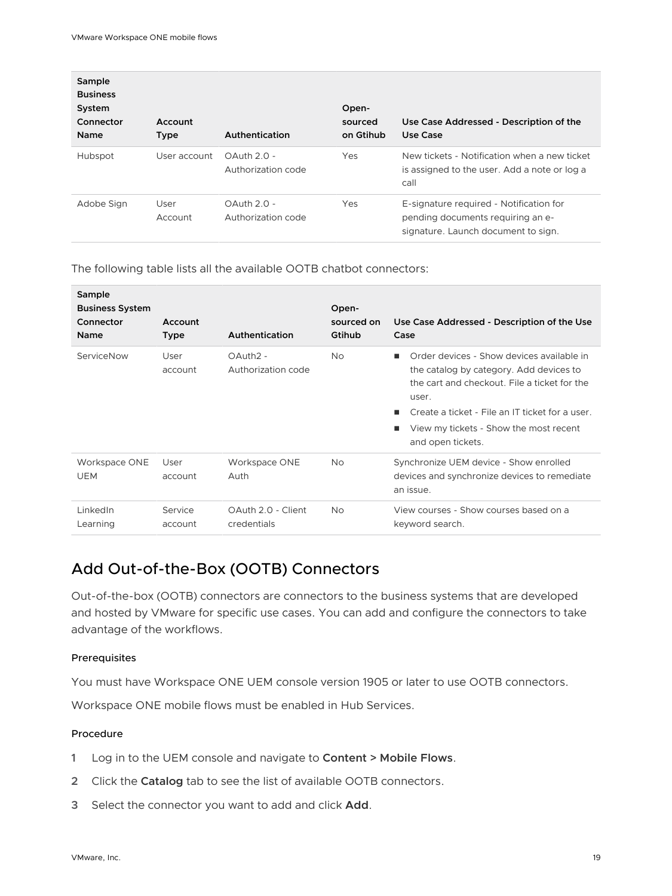| Sample Business System Connector Name | Account Type | Authentication | Open-sourced on Gtihub | Use Case Addressed - Description of the Use Case |
| --- | --- | --- | --- | --- |
| Hubspot | User account | OAuth 2.0 - Authorization code | Yes | New tickets - Notification when a new ticket is assigned to the user. Add a note or log a call |
| Adobe Sign | User Account | OAuth 2.0 - Authorization code | Yes | E-signature required - Notification for pending documents requiring an e-signature. Launch document to sign. |

The following table lists all the available OOTB chatbot connectors:

| Sample Business System Connector Name | Account Type | Authentication | Open-sourced on Gtihub | Use Case Addressed - Description of the Use Case |
| --- | --- | --- | --- | --- |
| ServiceNow | User account | OAuth2 - Authorization code | No | ■ Order devices - Show devices available in the catalog by category. Add devices to the cart and checkout. File a ticket for the user. ■ Create a ticket - File an IT ticket for a user. ■ View my tickets - Show the most recent and open tickets. |
| Workspace ONE UEM | User account | Workspace ONE Auth | No | Synchronize UEM device - Show enrolled devices and synchronize devices to remediate an issue. |
| LinkedIn Learning | Service account | OAuth 2.0 - Client credentials | No | View courses - Show courses based on a keyword search. |

## Add Out-of-the-Box (OOTB) Connectors

Out-of-the-box (OOTB) connectors are connectors to the business systems that are developed and hosted by VMware for specific use cases. You can add and configure the connectors to take advantage of the workflows.

#### Prerequisites

You must have Workspace ONE UEM console version 1905 or later to use OOTB connectors.

Workspace ONE mobile flows must be enabled in Hub Services.

#### Procedure

1. Log in to the UEM console and navigate to **Content > Mobile Flows**.
2. Click the **Catalog** tab to see the list of available OOTB connectors.
3. Select the connector you want to add and click **Add**.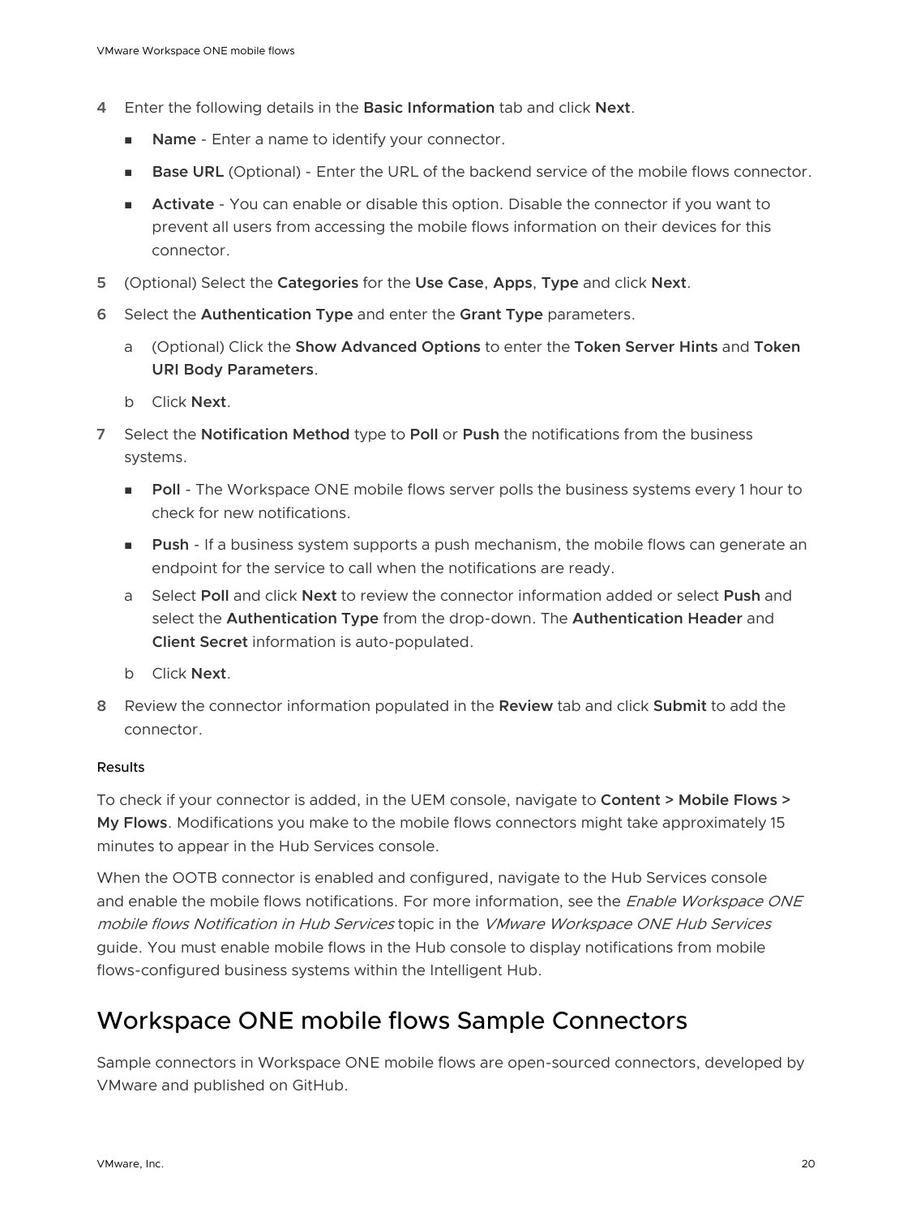4. Enter the following details in the **Basic Information** tab and click **Next**.

   - **Name** - Enter a name to identify your connector.
   - **Base URL** (Optional) - Enter the URL of the backend service of the mobile flows connector.
   - **Activate** - You can enable or disable this option. Disable the connector if you want to prevent all users from accessing the mobile flows information on their devices for this connector.

5. (Optional) Select the **Categories** for the **Use Case**, **Apps**, **Type** and click **Next**.
6. Select the **Authentication Type** and enter the **Grant Type** parameters.

   a. (Optional) Click the **Show Advanced Options** to enter the **Token Server Hints** and **Token URI Body Parameters**.

   b. Click **Next**.

7. Select the **Notification Method** type to **Poll** or **Push** the notifications from the business systems.

   - **Poll** - The Workspace ONE mobile flows server polls the business systems every 1 hour to check for new notifications.
   - **Push** - If a business system supports a push mechanism, the mobile flows can generate an endpoint for the service to call when the notifications are ready.

   a. Select **Poll** and click **Next** to review the connector information added or select **Push** and select the **Authentication Type** from the drop-down. The **Authentication Header** and **Client Secret** information is auto-populated.

   b. Click **Next**.

8. Review the connector information populated in the **Review** tab and click **Submit** to add the connector.

#### Results

To check if your connector is added, in the UEM console, navigate to **Content > Mobile Flows > My Flows**. Modifications you make to the mobile flows connectors might take approximately 15 minutes to appear in the Hub Services console.

When the OOTB connector is enabled and configured, navigate to the Hub Services console and enable the mobile flows notifications. For more information, see the *Enable Workspace ONE mobile flows Notification in Hub Services* topic in the *VMware Workspace ONE Hub Services* guide. You must enable mobile flows in the Hub console to display notifications from mobile flows-configured business systems within the Intelligent Hub.

## Workspace ONE mobile flows Sample Connectors

Sample connectors in Workspace ONE mobile flows are open-sourced connectors, developed by VMware and published on GitHub.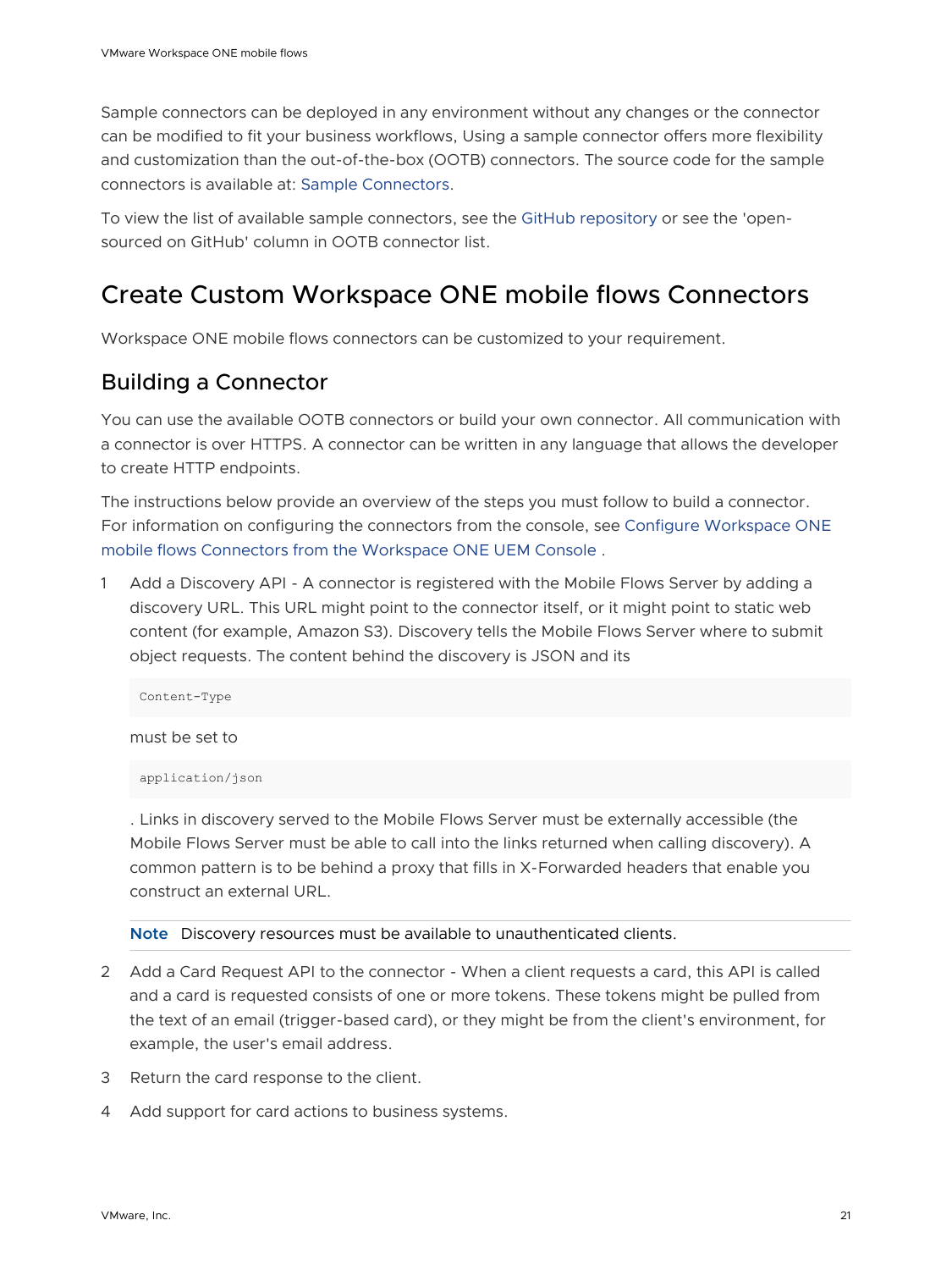Sample connectors can be deployed in any environment without any changes or the connector can be modified to fit your business workflows, Using a sample connector offers more flexibility and customization than the out-of-the-box (OOTB) connectors. The source code for the sample connectors is available at: Sample Connectors.

To view the list of available sample connectors, see the GitHub repository or see the 'open-sourced on GitHub' column in OOTB connector list.

# Create Custom Workspace ONE mobile flows Connectors

Workspace ONE mobile flows connectors can be customized to your requirement.

## Building a Connector

You can use the available OOTB connectors or build your own connector. All communication with a connector is over HTTPS. A connector can be written in any language that allows the developer to create HTTP endpoints.

The instructions below provide an overview of the steps you must follow to build a connector. For information on configuring the connectors from the console, see Configure Workspace ONE mobile flows Connectors from the Workspace ONE UEM Console .

1. Add a Discovery API - A connector is registered with the Mobile Flows Server by adding a discovery URL. This URL might point to the connector itself, or it might point to static web content (for example, Amazon S3). Discovery tells the Mobile Flows Server where to submit object requests. The content behind the discovery is JSON and its

   ```
   Content-Type
   ```

   must be set to

   ```
   application/json
   ```

   . Links in discovery served to the Mobile Flows Server must be externally accessible (the Mobile Flows Server must be able to call into the links returned when calling discovery). A common pattern is to be behind a proxy that fills in X-Forwarded headers that enable you construct an external URL.

   **Note** Discovery resources must be available to unauthenticated clients.

2. Add a Card Request API to the connector - When a client requests a card, this API is called and a card is requested consists of one or more tokens. These tokens might be pulled from the text of an email (trigger-based card), or they might be from the client's environment, for example, the user's email address.
3. Return the card response to the client.
4. Add support for card actions to business systems.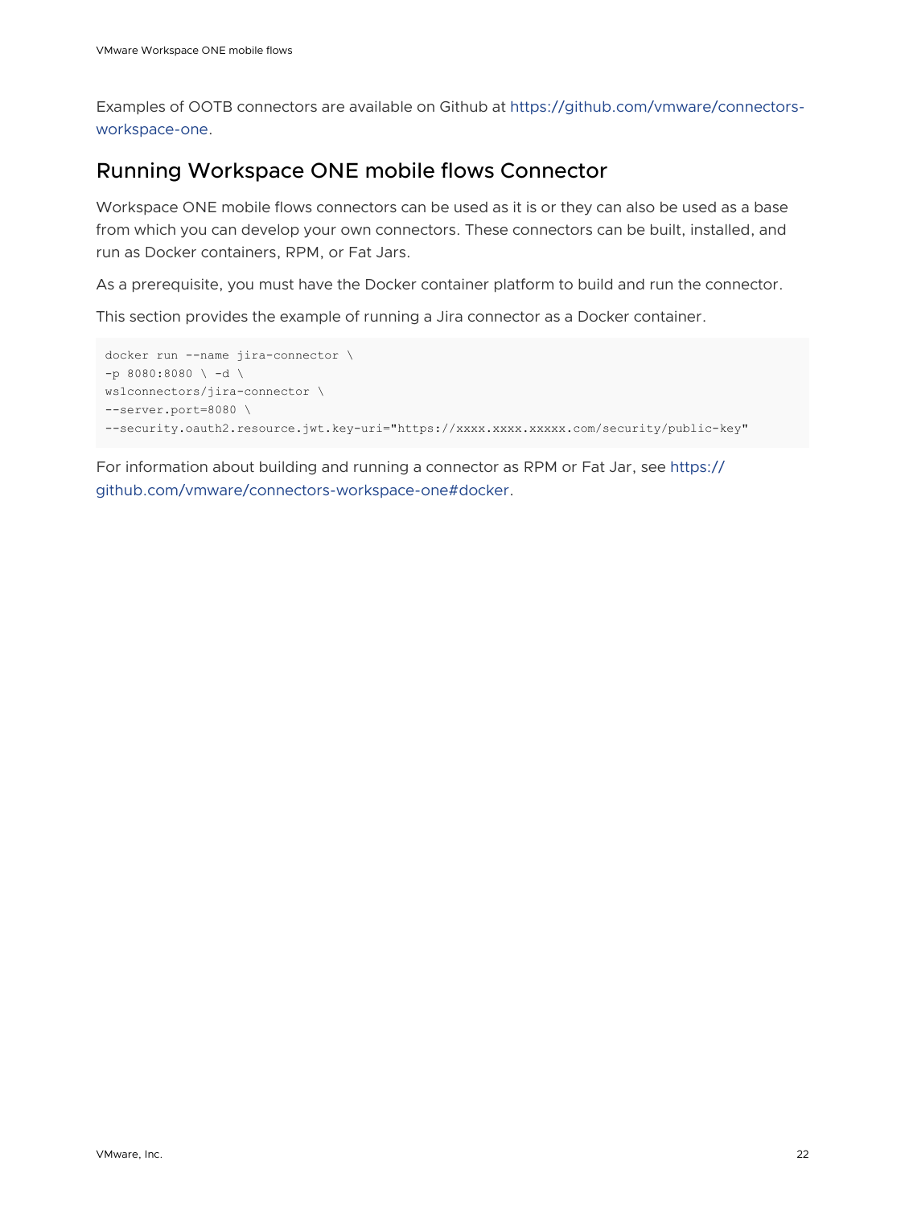Examples of OOTB connectors are available on Github at https://github.com/vmware/connectors-workspace-one.

## Running Workspace ONE mobile flows Connector

Workspace ONE mobile flows connectors can be used as it is or they can also be used as a base from which you can develop your own connectors. These connectors can be built, installed, and run as Docker containers, RPM, or Fat Jars.

As a prerequisite, you must have the Docker container platform to build and run the connector.

This section provides the example of running a Jira connector as a Docker container.

```
docker run --name jira-connector \
-p 8080:8080 \ -d \
ws1connectors/jira-connector \
--server.port=8080 \
--security.oauth2.resource.jwt.key-uri="https://xxxx.xxxx.xxxxx.com/security/public-key"
```

For information about building and running a connector as RPM or Fat Jar, see https://github.com/vmware/connectors-workspace-one#docker.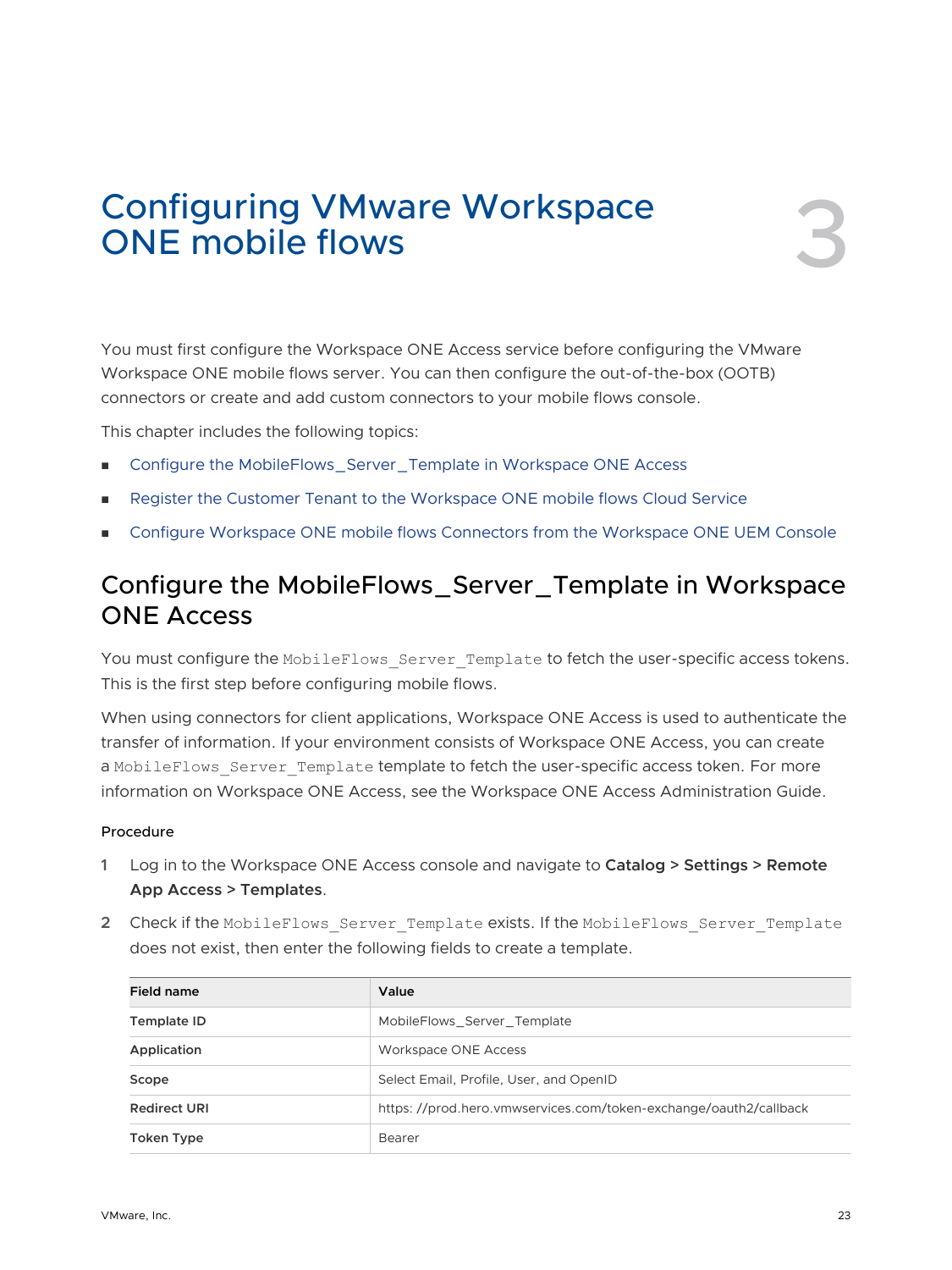# Configuring VMware Workspace ONE mobile flows

3

You must first configure the Workspace ONE Access service before configuring the VMware Workspace ONE mobile flows server. You can then configure the out-of-the-box (OOTB) connectors or create and add custom connectors to your mobile flows console.

This chapter includes the following topics:

- Configure the MobileFlows_Server_Template in Workspace ONE Access
- Register the Customer Tenant to the Workspace ONE mobile flows Cloud Service
- Configure Workspace ONE mobile flows Connectors from the Workspace ONE UEM Console

## Configure the MobileFlows_Server_Template in Workspace ONE Access

You must configure the `MobileFlows_Server_Template` to fetch the user-specific access tokens. This is the first step before configuring mobile flows.

When using connectors for client applications, Workspace ONE Access is used to authenticate the transfer of information. If your environment consists of Workspace ONE Access, you can create a `MobileFlows_Server_Template` template to fetch the user-specific access token. For more information on Workspace ONE Access, see the Workspace ONE Access Administration Guide.

#### Procedure

1. Log in to the Workspace ONE Access console and navigate to **Catalog** > **Settings** > **Remote App Access** > **Templates**.
2. Check if the `MobileFlows_Server_Template` exists. If the `MobileFlows_Server_Template` does not exist, then enter the following fields to create a template.

| Field name | Value |
|---|---|
| **Template ID** | MobileFlows_Server_Template |
| **Application** | Workspace ONE Access |
| **Scope** | Select Email, Profile, User, and OpenID |
| **Redirect URI** | https: //prod.hero.vmwservices.com/token-exchange/oauth2/callback |
| **Token Type** | Bearer |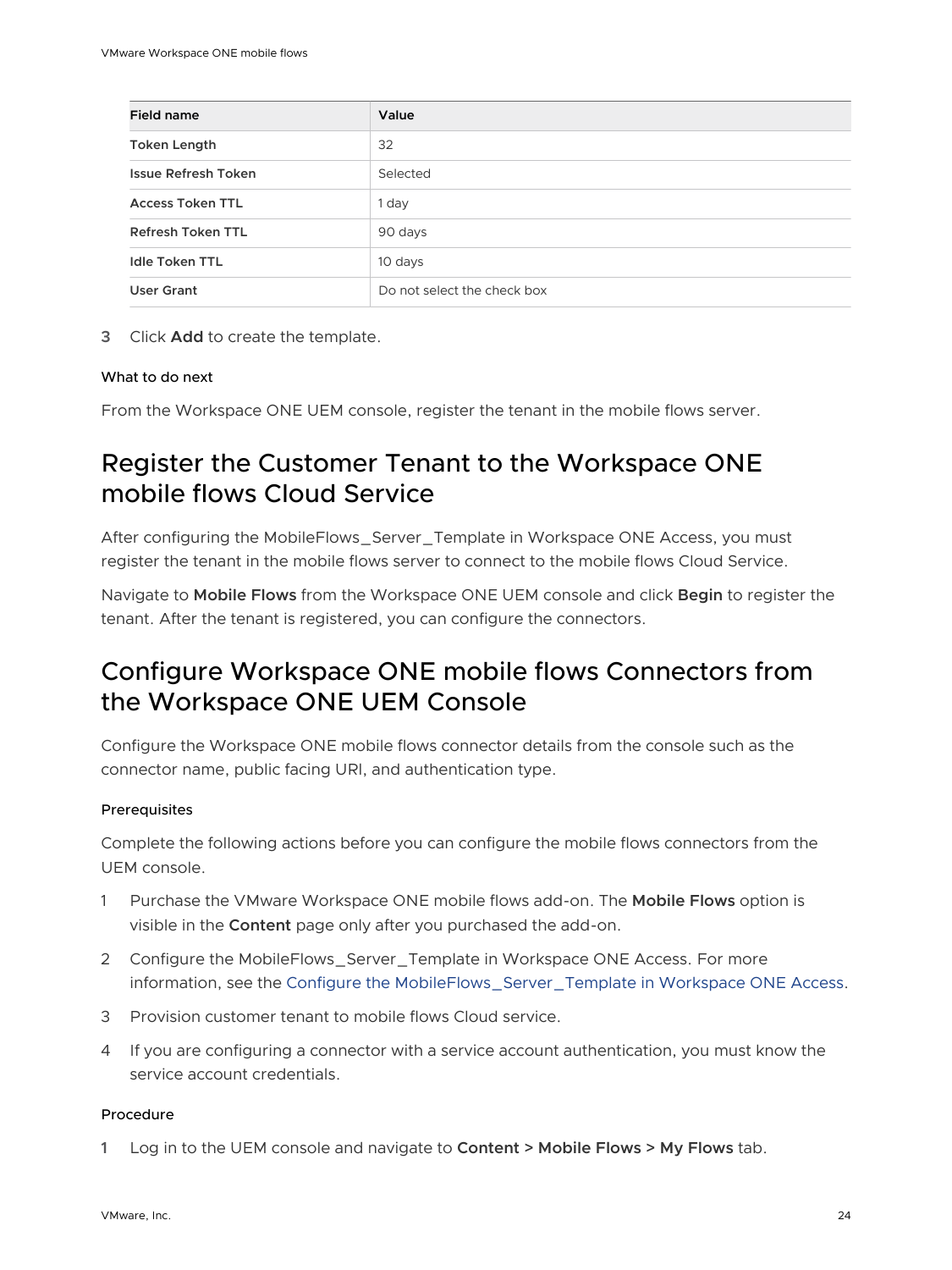| Field name | Value |
| --- | --- |
| **Token Length** | 32 |
| **Issue Refresh Token** | Selected |
| **Access Token TTL** | 1 day |
| **Refresh Token TTL** | 90 days |
| **Idle Token TTL** | 10 days |
| **User Grant** | Do not select the check box |

3 Click **Add** to create the template.

#### What to do next

From the Workspace ONE UEM console, register the tenant in the mobile flows server.

## Register the Customer Tenant to the Workspace ONE mobile flows Cloud Service

After configuring the MobileFlows_Server_Template in Workspace ONE Access, you must register the tenant in the mobile flows server to connect to the mobile flows Cloud Service.

Navigate to **Mobile Flows** from the Workspace ONE UEM console and click **Begin** to register the tenant. After the tenant is registered, you can configure the connectors.

## Configure Workspace ONE mobile flows Connectors from the Workspace ONE UEM Console

Configure the Workspace ONE mobile flows connector details from the console such as the connector name, public facing URI, and authentication type.

#### Prerequisites

Complete the following actions before you can configure the mobile flows connectors from the UEM console.

1. Purchase the VMware Workspace ONE mobile flows add-on. The **Mobile Flows** option is visible in the **Content** page only after you purchased the add-on.
2. Configure the MobileFlows_Server_Template in Workspace ONE Access. For more information, see the Configure the MobileFlows_Server_Template in Workspace ONE Access.
3. Provision customer tenant to mobile flows Cloud service.
4. If you are configuring a connector with a service account authentication, you must know the service account credentials.

#### Procedure

1. Log in to the UEM console and navigate to **Content** > **Mobile Flows** > **My Flows** tab.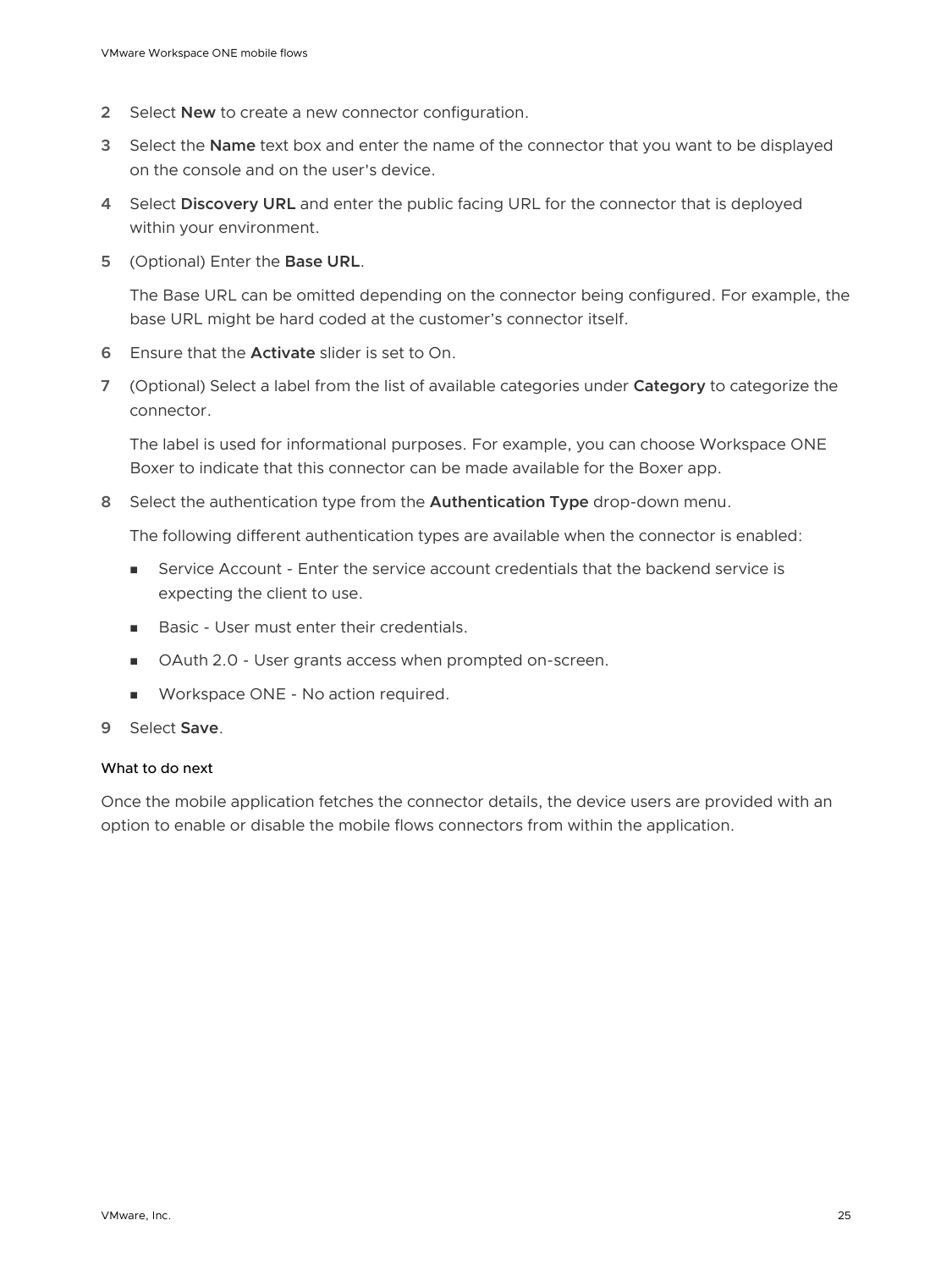2. Select **New** to create a new connector configuration.
3. Select the **Name** text box and enter the name of the connector that you want to be displayed on the console and on the user's device.
4. Select **Discovery URL** and enter the public facing URL for the connector that is deployed within your environment.
5. (Optional) Enter the **Base URL**.

   The Base URL can be omitted depending on the connector being configured. For example, the base URL might be hard coded at the customer's connector itself.
6. Ensure that the **Activate** slider is set to On.
7. (Optional) Select a label from the list of available categories under **Category** to categorize the connector.

   The label is used for informational purposes. For example, you can choose Workspace ONE Boxer to indicate that this connector can be made available for the Boxer app.
8. Select the authentication type from the **Authentication Type** drop-down menu.

   The following different authentication types are available when the connector is enabled:

   - Service Account - Enter the service account credentials that the backend service is expecting the client to use.
   - Basic - User must enter their credentials.
   - OAuth 2.0 - User grants access when prompted on-screen.
   - Workspace ONE - No action required.
9. Select **Save**.

#### What to do next

Once the mobile application fetches the connector details, the device users are provided with an option to enable or disable the mobile flows connectors from within the application.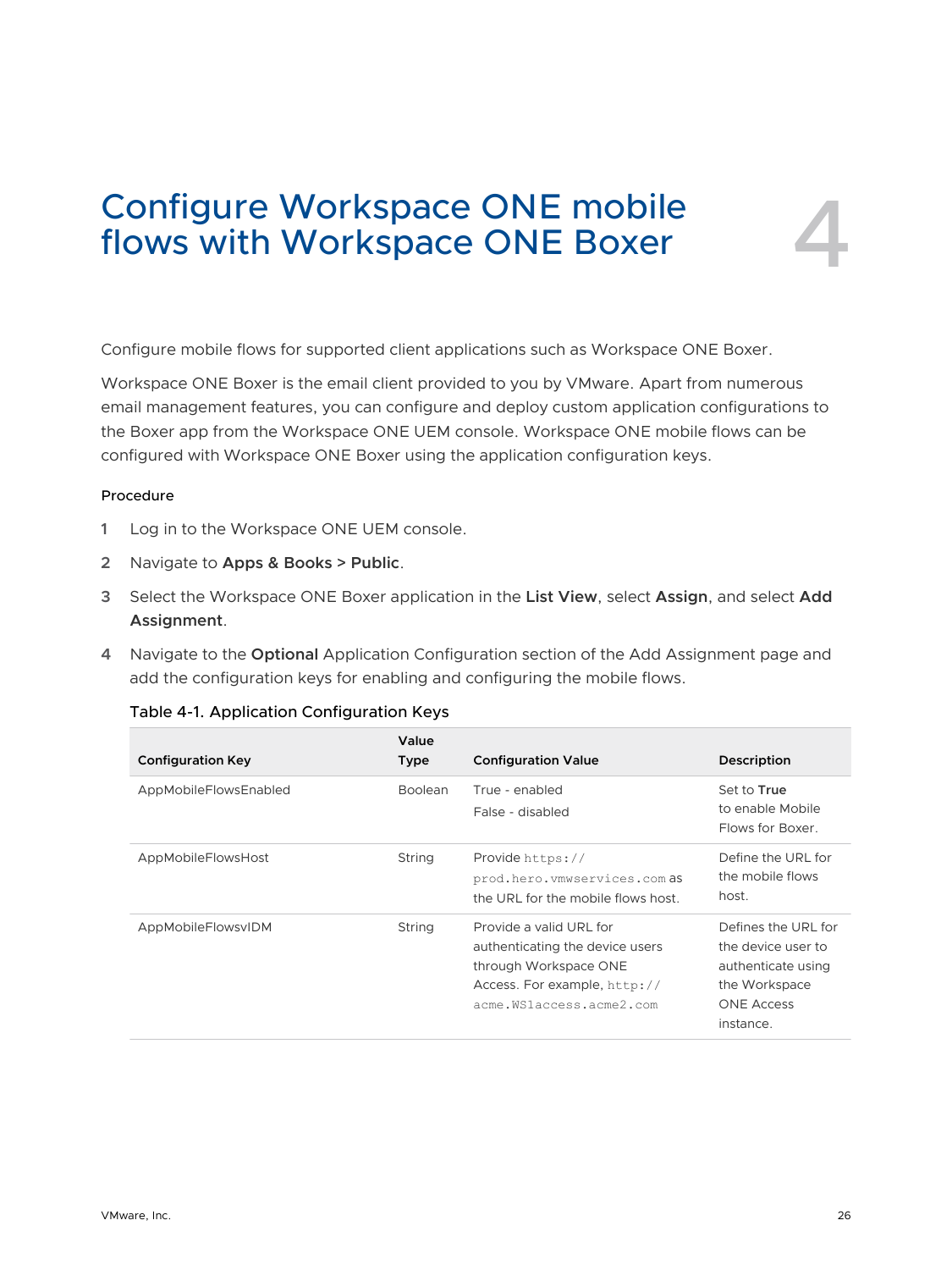# 4 Configure Workspace ONE mobile flows with Workspace ONE Boxer

Configure mobile flows for supported client applications such as Workspace ONE Boxer.

Workspace ONE Boxer is the email client provided to you by VMware. Apart from numerous email management features, you can configure and deploy custom application configurations to the Boxer app from the Workspace ONE UEM console. Workspace ONE mobile flows can be configured with Workspace ONE Boxer using the application configuration keys.

### Procedure

1. Log in to the Workspace ONE UEM console.
2. Navigate to **Apps & Books** > **Public**.
3. Select the Workspace ONE Boxer application in the **List View**, select **Assign**, and select **Add Assignment**.
4. Navigate to the **Optional** Application Configuration section of the Add Assignment page and add the configuration keys for enabling and configuring the mobile flows.

Table 4-1. Application Configuration Keys

| Configuration Key | Value Type | Configuration Value | Description |
| --- | --- | --- | --- |
| AppMobileFlowsEnabled | Boolean | True - enabled<br>False - disabled | Set to **True** to enable Mobile Flows for Boxer. |
| AppMobileFlowsHost | String | Provide `https://prod.hero.vmwservices.com` as the URL for the mobile flows host. | Define the URL for the mobile flows host. |
| AppMobileFlowsvIDM | String | Provide a valid URL for authenticating the device users through Workspace ONE Access. For example, `http://acme.WS1access.acme2.com` | Defines the URL for the device user to authenticate using the Workspace ONE Access instance. |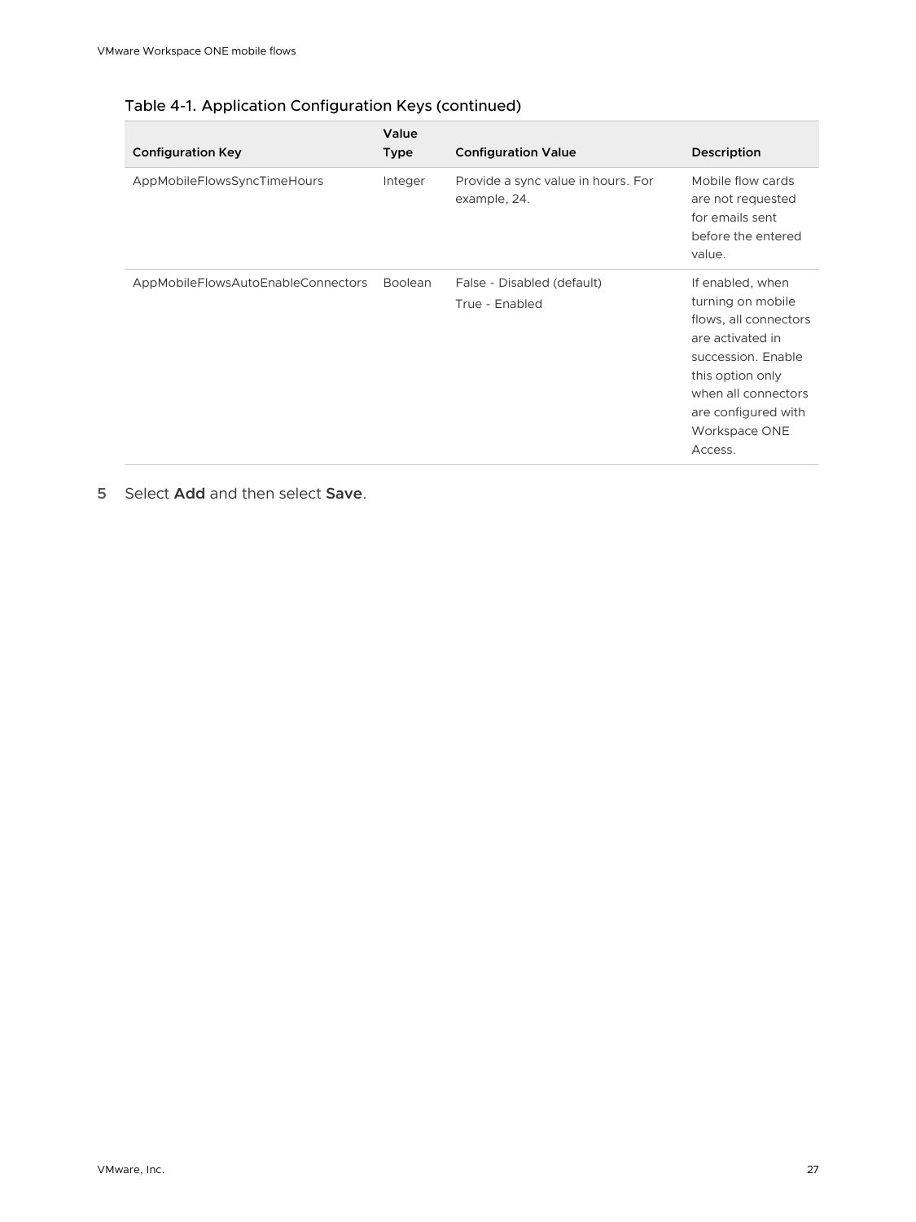Table 4-1. Application Configuration Keys (continued)

| Configuration Key | Value Type | Configuration Value | Description |
| --- | --- | --- | --- |
| AppMobileFlowsSyncTimeHours | Integer | Provide a sync value in hours. For example, 24. | Mobile flow cards are not requested for emails sent before the entered value. |
| AppMobileFlowsAutoEnableConnectors | Boolean | False - Disabled (default)<br>True - Enabled | If enabled, when turning on mobile flows, all connectors are activated in succession. Enable this option only when all connectors are configured with Workspace ONE Access. |

5 Select **Add** and then select **Save**.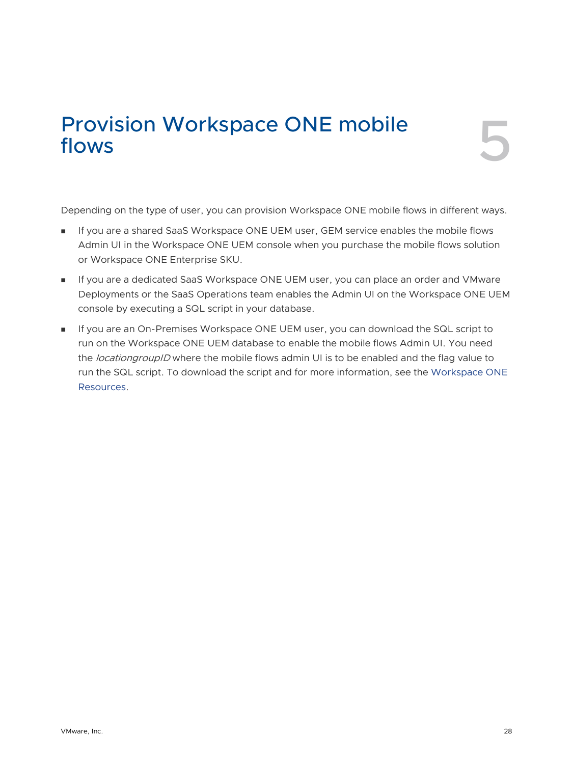# Provision Workspace ONE mobile flows

Depending on the type of user, you can provision Workspace ONE mobile flows in different ways.

- If you are a shared SaaS Workspace ONE UEM user, GEM service enables the mobile flows Admin UI in the Workspace ONE UEM console when you purchase the mobile flows solution or Workspace ONE Enterprise SKU.
- If you are a dedicated SaaS Workspace ONE UEM user, you can place an order and VMware Deployments or the SaaS Operations team enables the Admin UI on the Workspace ONE UEM console by executing a SQL script in your database.
- If you are an On-Premises Workspace ONE UEM user, you can download the SQL script to run on the Workspace ONE UEM database to enable the mobile flows Admin UI. You need the *locationgroupID* where the mobile flows admin UI is to be enabled and the flag value to run the SQL script. To download the script and for more information, see the Workspace ONE Resources.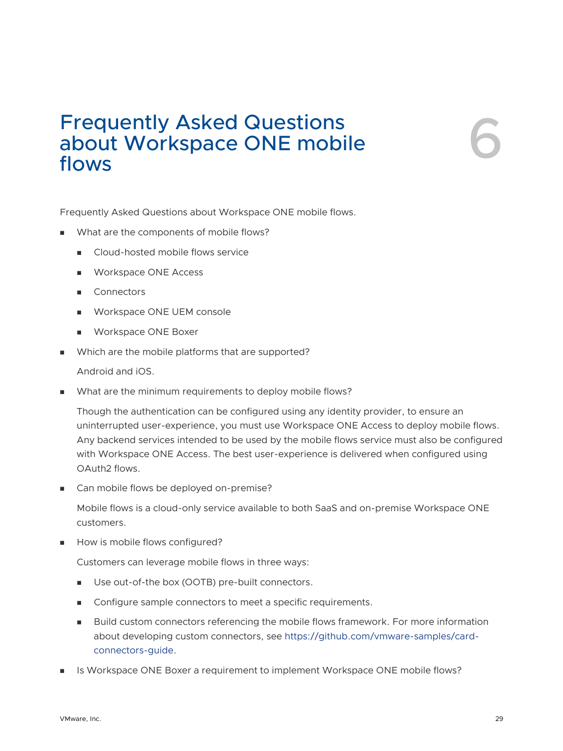# 6 Frequently Asked Questions about Workspace ONE mobile flows

Frequently Asked Questions about Workspace ONE mobile flows.

- What are the components of mobile flows?
  - Cloud-hosted mobile flows service
  - Workspace ONE Access
  - Connectors
  - Workspace ONE UEM console
  - Workspace ONE Boxer
- Which are the mobile platforms that are supported?

  Android and iOS.
- What are the minimum requirements to deploy mobile flows?

  Though the authentication can be configured using any identity provider, to ensure an uninterrupted user-experience, you must use Workspace ONE Access to deploy mobile flows. Any backend services intended to be used by the mobile flows service must also be configured with Workspace ONE Access. The best user-experience is delivered when configured using OAuth2 flows.
- Can mobile flows be deployed on-premise?

  Mobile flows is a cloud-only service available to both SaaS and on-premise Workspace ONE customers.
- How is mobile flows configured?

  Customers can leverage mobile flows in three ways:
  - Use out-of-the box (OOTB) pre-built connectors.
  - Configure sample connectors to meet a specific requirements.
  - Build custom connectors referencing the mobile flows framework. For more information about developing custom connectors, see https://github.com/vmware-samples/card-connectors-guide.
- Is Workspace ONE Boxer a requirement to implement Workspace ONE mobile flows?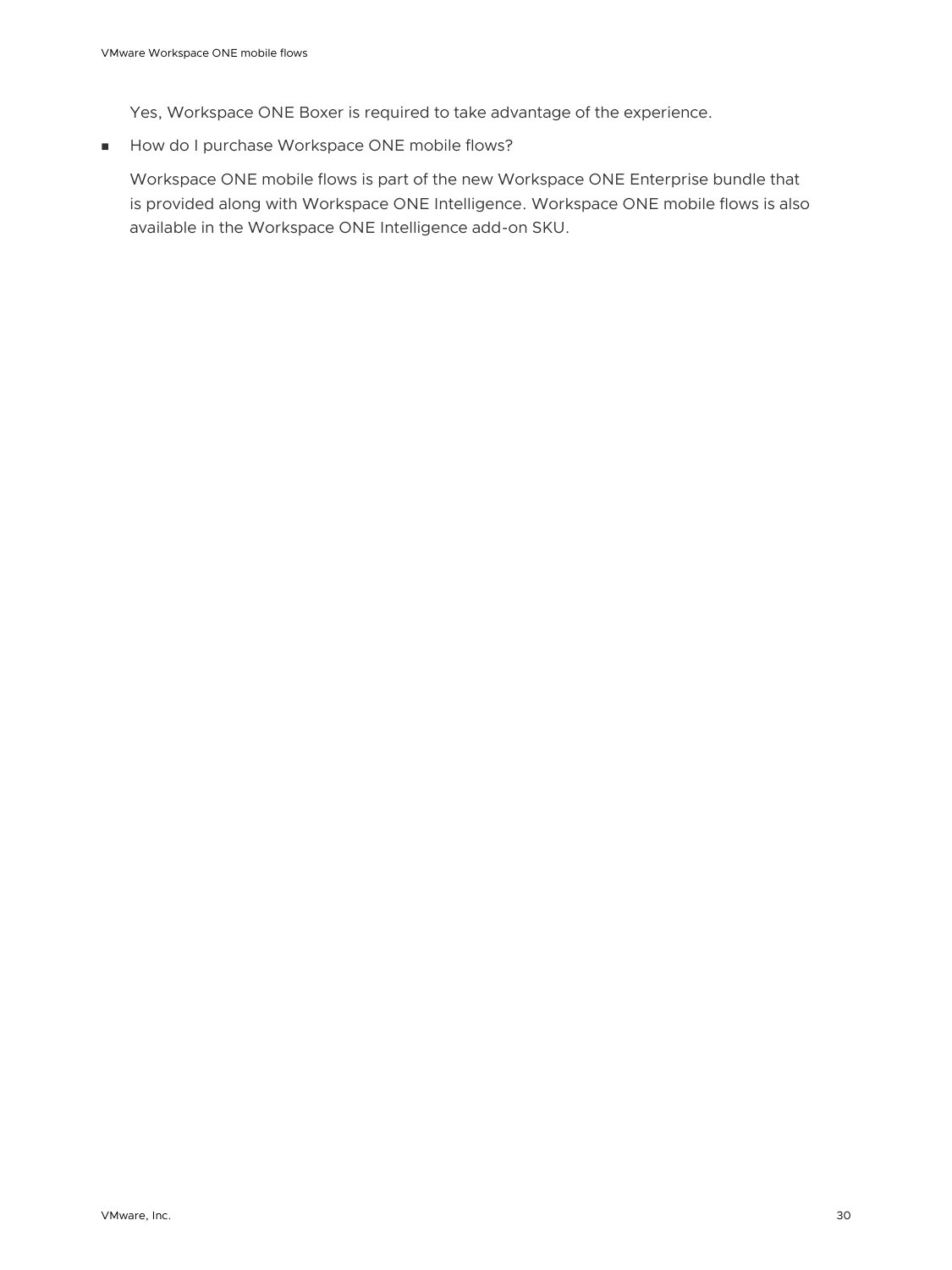Yes, Workspace ONE Boxer is required to take advantage of the experience.

- How do I purchase Workspace ONE mobile flows?

  Workspace ONE mobile flows is part of the new Workspace ONE Enterprise bundle that is provided along with Workspace ONE Intelligence. Workspace ONE mobile flows is also available in the Workspace ONE Intelligence add-on SKU.